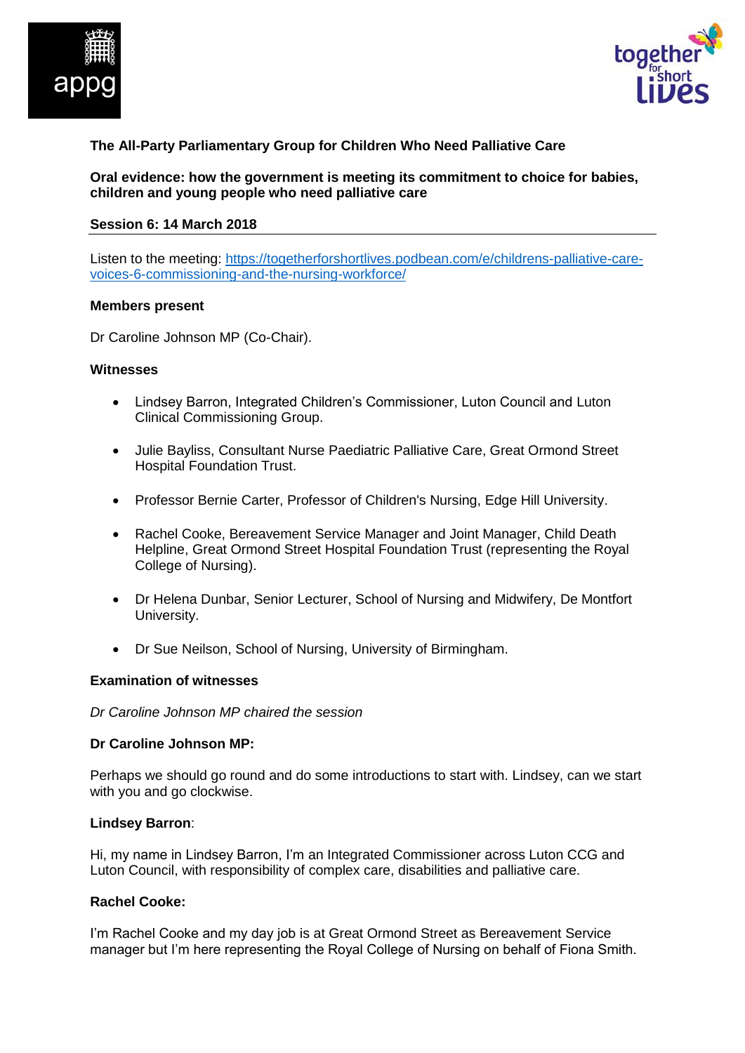**The All-Party Parliamentary Group for Children Who Need Palliative Care**

**Oral evidence: how the government is meeting its commitment to choice for babies, children and young people who need palliative care**

**Session 6: 14 March 2018**

---

Listen to the meeting: [https://togetherforshortlives.podbean.com/e/childrens-palliative-care-voices-6-commissioning-and-the-nursing-workforce/](https://togetherforshortlives.podbean.com/e/childrens-palliative-care-voices-6-commissioning-and-the-nursing-workforce/)

**Members present**

Dr Caroline Johnson MP (Co-Chair).

**Witnesses**

- Lindsey Barron, Integrated Children's Commissioner, Luton Council and Luton Clinical Commissioning Group.
- Julie Bayliss, Consultant Nurse Paediatric Palliative Care, Great Ormond Street Hospital Foundation Trust.
- Professor Bernie Carter, Professor of Children's Nursing, Edge Hill University.
- Rachel Cooke, Bereavement Service Manager and Joint Manager, Child Death Helpline, Great Ormond Street Hospital Foundation Trust (representing the Royal College of Nursing).
- Dr Helena Dunbar, Senior Lecturer, School of Nursing and Midwifery, De Montfort University.
- Dr Sue Neilson, School of Nursing, University of Birmingham.

**Examination of witnesses**

*Dr Caroline Johnson MP chaired the session*

**Dr Caroline Johnson MP:**

Perhaps we should go round and do some introductions to start with. Lindsey, can we start with you and go clockwise.

**Lindsey Barron**:

Hi, my name in Lindsey Barron, I'm an Integrated Commissioner across Luton CCG and Luton Council, with responsibility of complex care, disabilities and palliative care.

**Rachel Cooke:**

I'm Rachel Cooke and my day job is at Great Ormond Street as Bereavement Service manager but I'm here representing the Royal College of Nursing on behalf of Fiona Smith.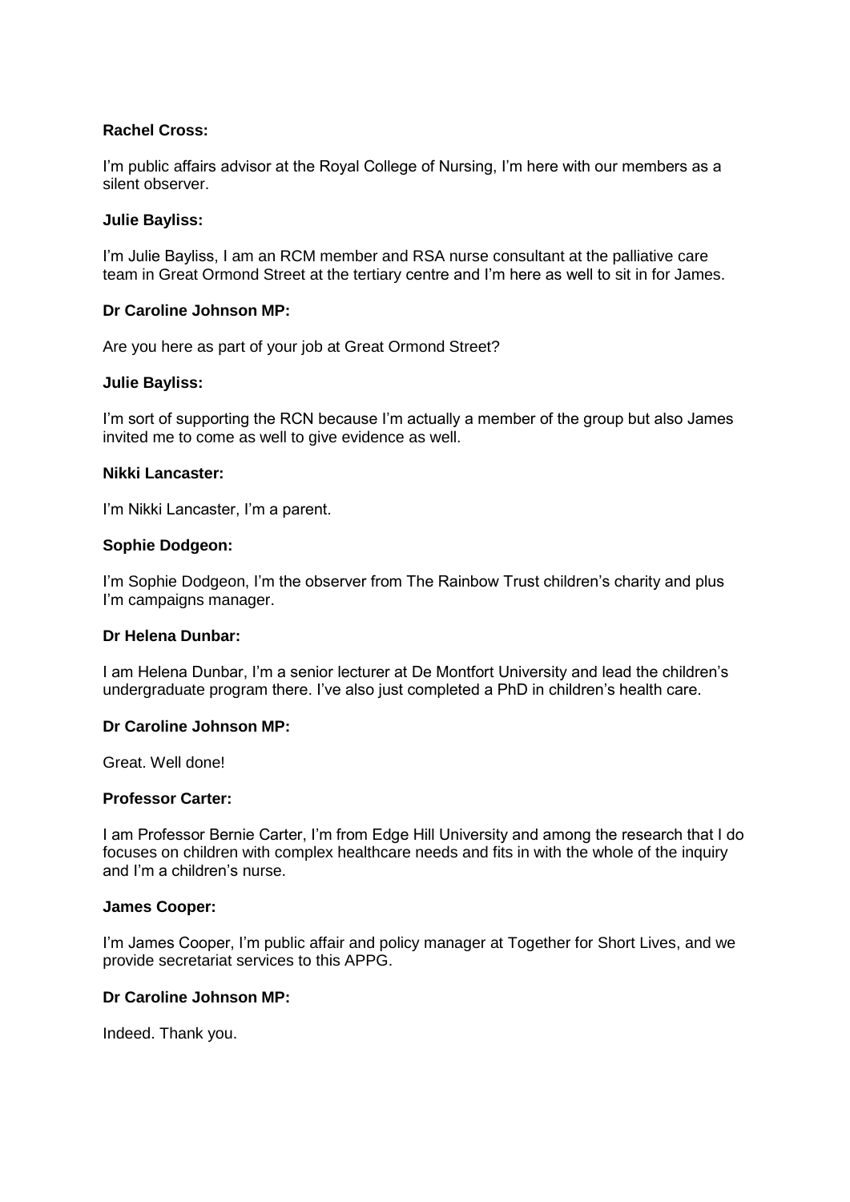**Rachel Cross:**

I'm public affairs advisor at the Royal College of Nursing, I'm here with our members as a silent observer.

**Julie Bayliss:**

I'm Julie Bayliss, I am an RCM member and RSA nurse consultant at the palliative care team in Great Ormond Street at the tertiary centre and I'm here as well to sit in for James.

**Dr Caroline Johnson MP:**

Are you here as part of your job at Great Ormond Street?

**Julie Bayliss:**

I'm sort of supporting the RCN because I'm actually a member of the group but also James invited me to come as well to give evidence as well.

**Nikki Lancaster:**

I'm Nikki Lancaster, I'm a parent.

**Sophie Dodgeon:**

I'm Sophie Dodgeon, I'm the observer from The Rainbow Trust children's charity and plus I'm campaigns manager.

**Dr Helena Dunbar:**

I am Helena Dunbar, I'm a senior lecturer at De Montfort University and lead the children's undergraduate program there. I've also just completed a PhD in children's health care.

**Dr Caroline Johnson MP:**

Great. Well done!

**Professor Carter:**

I am Professor Bernie Carter, I'm from Edge Hill University and among the research that I do focuses on children with complex healthcare needs and fits in with the whole of the inquiry and I'm a children's nurse.

**James Cooper:**

I'm James Cooper, I'm public affair and policy manager at Together for Short Lives, and we provide secretariat services to this APPG.

**Dr Caroline Johnson MP:**

Indeed. Thank you.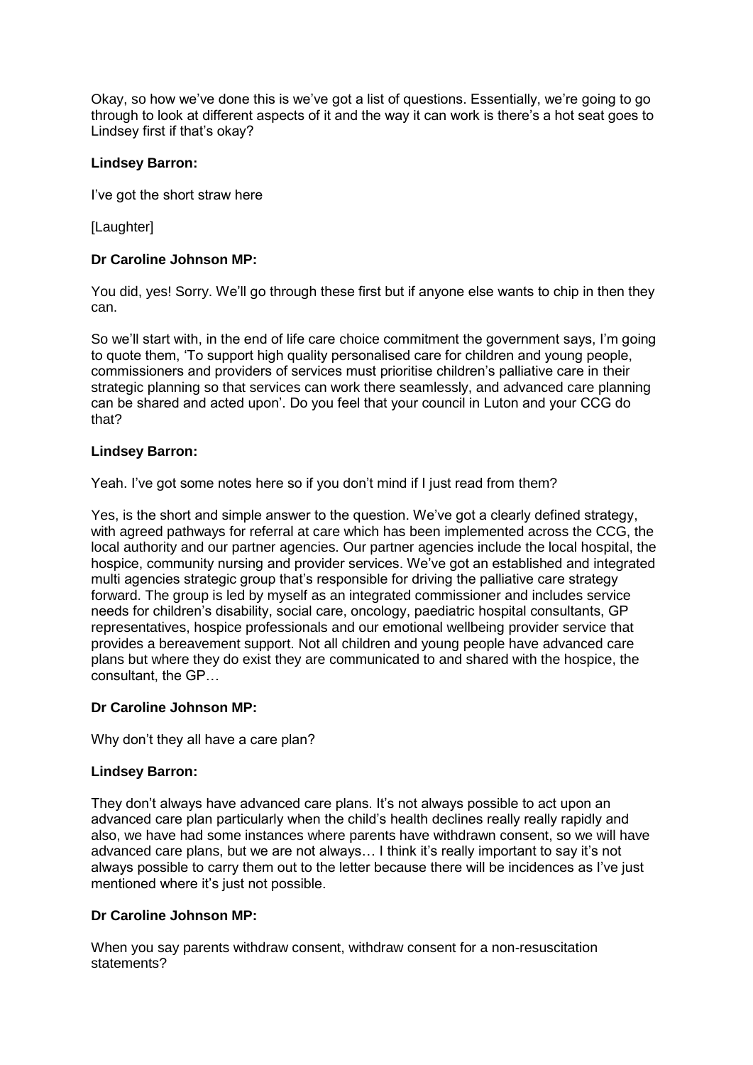Okay, so how we've done this is we've got a list of questions. Essentially, we're going to go through to look at different aspects of it and the way it can work is there's a hot seat goes to Lindsey first if that's okay?

**Lindsey Barron:**

I've got the short straw here

[Laughter]

**Dr Caroline Johnson MP:**

You did, yes! Sorry. We'll go through these first but if anyone else wants to chip in then they can.

So we'll start with, in the end of life care choice commitment the government says, I'm going to quote them, 'To support high quality personalised care for children and young people, commissioners and providers of services must prioritise children's palliative care in their strategic planning so that services can work there seamlessly, and advanced care planning can be shared and acted upon'. Do you feel that your council in Luton and your CCG do that?

**Lindsey Barron:**

Yeah. I've got some notes here so if you don't mind if I just read from them?

Yes, is the short and simple answer to the question. We've got a clearly defined strategy, with agreed pathways for referral at care which has been implemented across the CCG, the local authority and our partner agencies. Our partner agencies include the local hospital, the hospice, community nursing and provider services. We've got an established and integrated multi agencies strategic group that's responsible for driving the palliative care strategy forward. The group is led by myself as an integrated commissioner and includes service needs for children's disability, social care, oncology, paediatric hospital consultants, GP representatives, hospice professionals and our emotional wellbeing provider service that provides a bereavement support. Not all children and young people have advanced care plans but where they do exist they are communicated to and shared with the hospice, the consultant, the GP…

**Dr Caroline Johnson MP:**

Why don't they all have a care plan?

**Lindsey Barron:**

They don't always have advanced care plans. It's not always possible to act upon an advanced care plan particularly when the child's health declines really really rapidly and also, we have had some instances where parents have withdrawn consent, so we will have advanced care plans, but we are not always… I think it's really important to say it's not always possible to carry them out to the letter because there will be incidences as I've just mentioned where it's just not possible.

**Dr Caroline Johnson MP:**

When you say parents withdraw consent, withdraw consent for a non-resuscitation statements?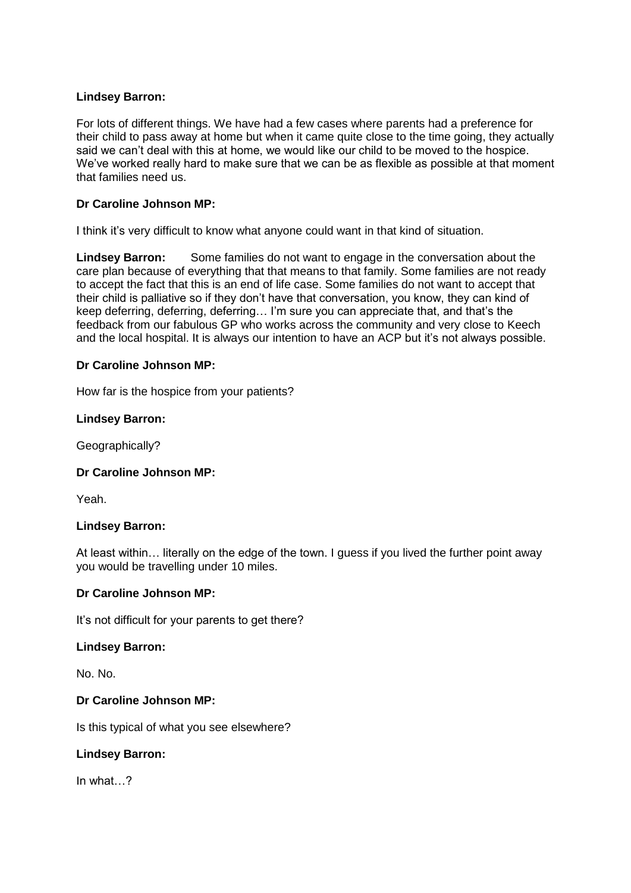**Lindsey Barron:**

For lots of different things. We have had a few cases where parents had a preference for their child to pass away at home but when it came quite close to the time going, they actually said we can't deal with this at home, we would like our child to be moved to the hospice. We've worked really hard to make sure that we can be as flexible as possible at that moment that families need us.

**Dr Caroline Johnson MP:**

I think it's very difficult to know what anyone could want in that kind of situation.

**Lindsey Barron:** Some families do not want to engage in the conversation about the care plan because of everything that that means to that family. Some families are not ready to accept the fact that this is an end of life case. Some families do not want to accept that their child is palliative so if they don't have that conversation, you know, they can kind of keep deferring, deferring, deferring… I'm sure you can appreciate that, and that's the feedback from our fabulous GP who works across the community and very close to Keech and the local hospital. It is always our intention to have an ACP but it's not always possible.

**Dr Caroline Johnson MP:**

How far is the hospice from your patients?

**Lindsey Barron:**

Geographically?

**Dr Caroline Johnson MP:**

Yeah.

**Lindsey Barron:**

At least within… literally on the edge of the town. I guess if you lived the further point away you would be travelling under 10 miles.

**Dr Caroline Johnson MP:**

It's not difficult for your parents to get there?

**Lindsey Barron:**

No. No.

**Dr Caroline Johnson MP:**

Is this typical of what you see elsewhere?

**Lindsey Barron:**

In what…?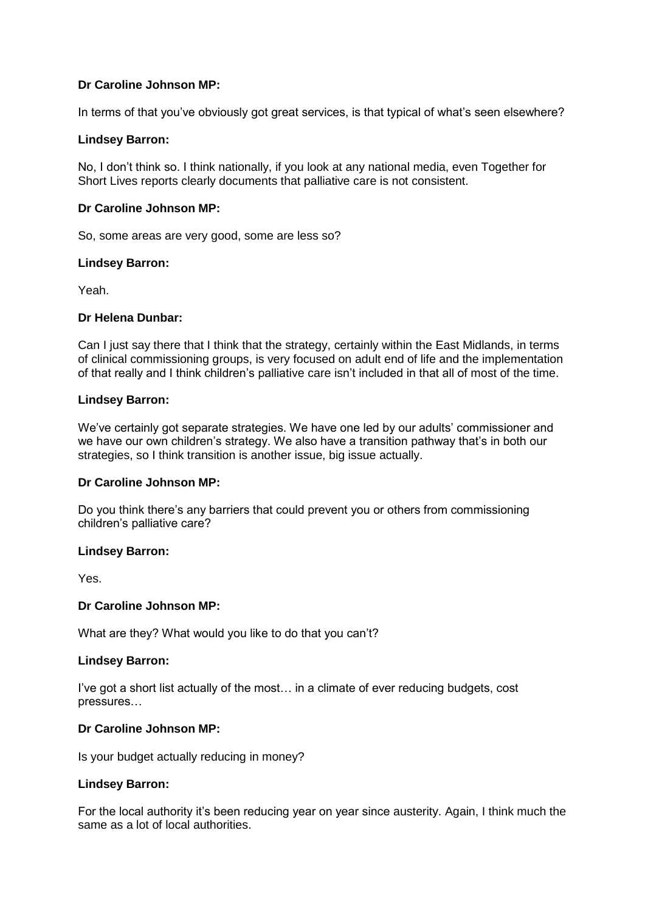**Dr Caroline Johnson MP:**

In terms of that you've obviously got great services, is that typical of what's seen elsewhere?

**Lindsey Barron:**

No, I don't think so. I think nationally, if you look at any national media, even Together for Short Lives reports clearly documents that palliative care is not consistent.

**Dr Caroline Johnson MP:**

So, some areas are very good, some are less so?

**Lindsey Barron:**

Yeah.

**Dr Helena Dunbar:**

Can I just say there that I think that the strategy, certainly within the East Midlands, in terms of clinical commissioning groups, is very focused on adult end of life and the implementation of that really and I think children's palliative care isn't included in that all of most of the time.

**Lindsey Barron:**

We've certainly got separate strategies. We have one led by our adults' commissioner and we have our own children's strategy. We also have a transition pathway that's in both our strategies, so I think transition is another issue, big issue actually.

**Dr Caroline Johnson MP:**

Do you think there's any barriers that could prevent you or others from commissioning children's palliative care?

**Lindsey Barron:**

Yes.

**Dr Caroline Johnson MP:**

What are they? What would you like to do that you can't?

**Lindsey Barron:**

I've got a short list actually of the most… in a climate of ever reducing budgets, cost pressures…

**Dr Caroline Johnson MP:**

Is your budget actually reducing in money?

**Lindsey Barron:**

For the local authority it's been reducing year on year since austerity. Again, I think much the same as a lot of local authorities.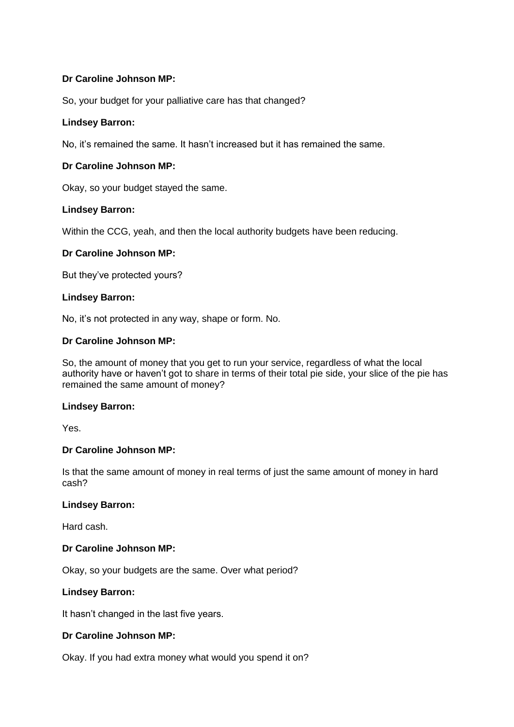**Dr Caroline Johnson MP:**

So, your budget for your palliative care has that changed?

**Lindsey Barron:**

No, it's remained the same. It hasn't increased but it has remained the same.

**Dr Caroline Johnson MP:**

Okay, so your budget stayed the same.

**Lindsey Barron:**

Within the CCG, yeah, and then the local authority budgets have been reducing.

**Dr Caroline Johnson MP:**

But they've protected yours?

**Lindsey Barron:**

No, it's not protected in any way, shape or form. No.

**Dr Caroline Johnson MP:**

So, the amount of money that you get to run your service, regardless of what the local authority have or haven't got to share in terms of their total pie side, your slice of the pie has remained the same amount of money?

**Lindsey Barron:**

Yes.

**Dr Caroline Johnson MP:**

Is that the same amount of money in real terms of just the same amount of money in hard cash?

**Lindsey Barron:**

Hard cash.

**Dr Caroline Johnson MP:**

Okay, so your budgets are the same. Over what period?

**Lindsey Barron:**

It hasn't changed in the last five years.

**Dr Caroline Johnson MP:**

Okay. If you had extra money what would you spend it on?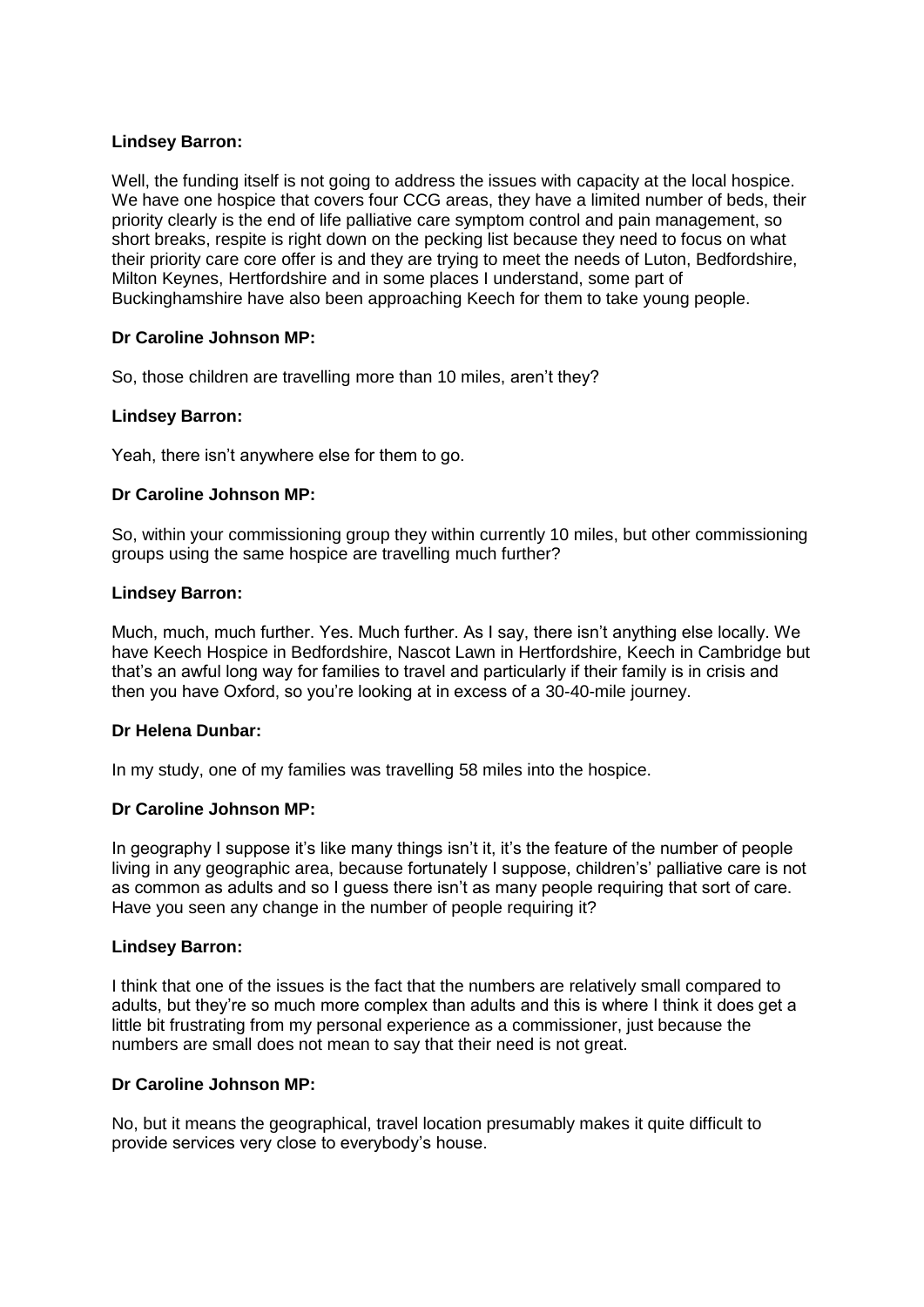**Lindsey Barron:**

Well, the funding itself is not going to address the issues with capacity at the local hospice. We have one hospice that covers four CCG areas, they have a limited number of beds, their priority clearly is the end of life palliative care symptom control and pain management, so short breaks, respite is right down on the pecking list because they need to focus on what their priority care core offer is and they are trying to meet the needs of Luton, Bedfordshire, Milton Keynes, Hertfordshire and in some places I understand, some part of Buckinghamshire have also been approaching Keech for them to take young people.

**Dr Caroline Johnson MP:**

So, those children are travelling more than 10 miles, aren't they?

**Lindsey Barron:**

Yeah, there isn't anywhere else for them to go.

**Dr Caroline Johnson MP:**

So, within your commissioning group they within currently 10 miles, but other commissioning groups using the same hospice are travelling much further?

**Lindsey Barron:**

Much, much, much further. Yes. Much further. As I say, there isn't anything else locally. We have Keech Hospice in Bedfordshire, Nascot Lawn in Hertfordshire, Keech in Cambridge but that's an awful long way for families to travel and particularly if their family is in crisis and then you have Oxford, so you're looking at in excess of a 30-40-mile journey.

**Dr Helena Dunbar:**

In my study, one of my families was travelling 58 miles into the hospice.

**Dr Caroline Johnson MP:**

In geography I suppose it's like many things isn't it, it's the feature of the number of people living in any geographic area, because fortunately I suppose, childrens' palliative care is not as common as adults and so I guess there isn't as many people requiring that sort of care. Have you seen any change in the number of people requiring it?

**Lindsey Barron:**

I think that one of the issues is the fact that the numbers are relatively small compared to adults, but they're so much more complex than adults and this is where I think it does get a little bit frustrating from my personal experience as a commissioner, just because the numbers are small does not mean to say that their need is not great.

**Dr Caroline Johnson MP:**

No, but it means the geographical, travel location presumably makes it quite difficult to provide services very close to everybody's house.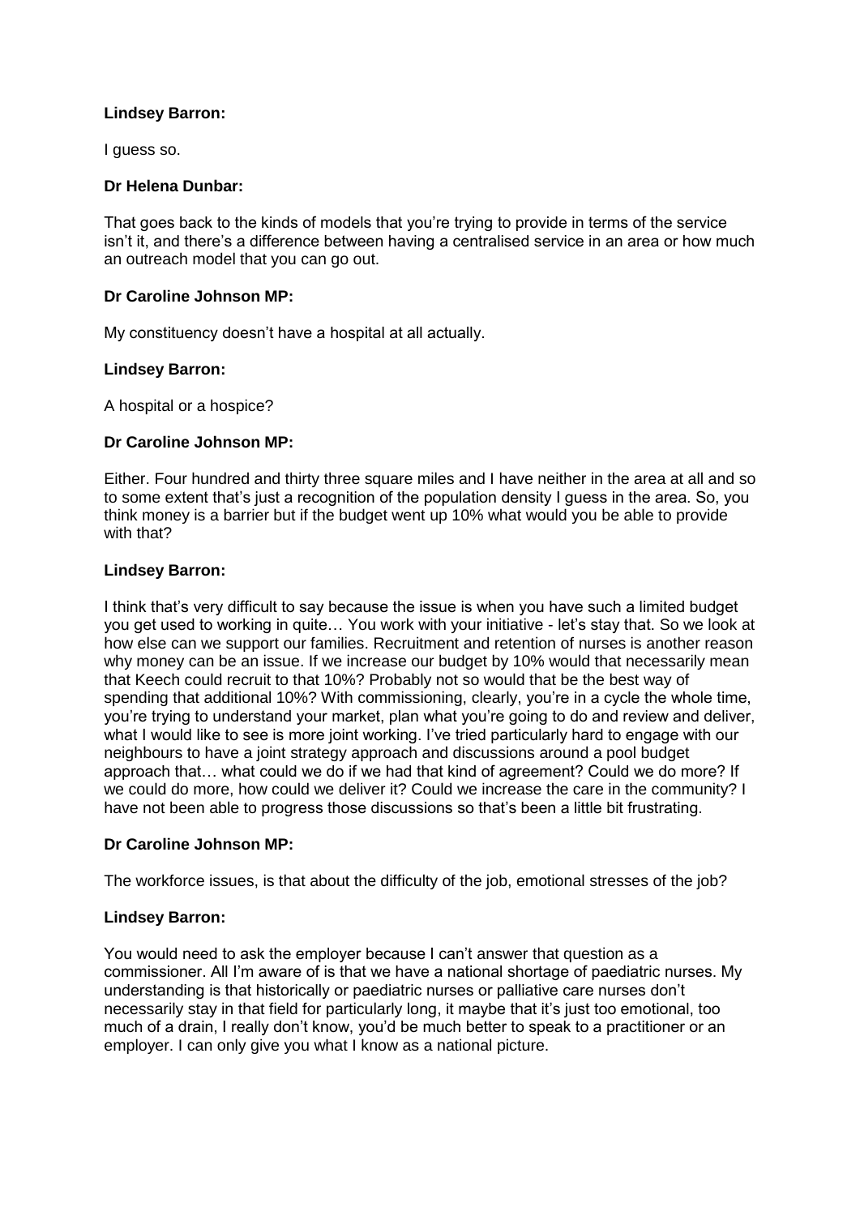**Lindsey Barron:**

I guess so.

**Dr Helena Dunbar:**

That goes back to the kinds of models that you're trying to provide in terms of the service isn't it, and there's a difference between having a centralised service in an area or how much an outreach model that you can go out.

**Dr Caroline Johnson MP:**

My constituency doesn't have a hospital at all actually.

**Lindsey Barron:**

A hospital or a hospice?

**Dr Caroline Johnson MP:**

Either. Four hundred and thirty three square miles and I have neither in the area at all and so to some extent that's just a recognition of the population density I guess in the area. So, you think money is a barrier but if the budget went up 10% what would you be able to provide with that?

**Lindsey Barron:**

I think that's very difficult to say because the issue is when you have such a limited budget you get used to working in quite… You work with your initiative - let's stay that. So we look at how else can we support our families. Recruitment and retention of nurses is another reason why money can be an issue. If we increase our budget by 10% would that necessarily mean that Keech could recruit to that 10%? Probably not so would that be the best way of spending that additional 10%? With commissioning, clearly, you're in a cycle the whole time, you're trying to understand your market, plan what you're going to do and review and deliver, what I would like to see is more joint working. I've tried particularly hard to engage with our neighbours to have a joint strategy approach and discussions around a pool budget approach that… what could we do if we had that kind of agreement? Could we do more? If we could do more, how could we deliver it? Could we increase the care in the community? I have not been able to progress those discussions so that's been a little bit frustrating.

**Dr Caroline Johnson MP:**

The workforce issues, is that about the difficulty of the job, emotional stresses of the job?

**Lindsey Barron:**

You would need to ask the employer because I can't answer that question as a commissioner. All I'm aware of is that we have a national shortage of paediatric nurses. My understanding is that historically or paediatric nurses or palliative care nurses don't necessarily stay in that field for particularly long, it maybe that it's just too emotional, too much of a drain, I really don't know, you'd be much better to speak to a practitioner or an employer. I can only give you what I know as a national picture.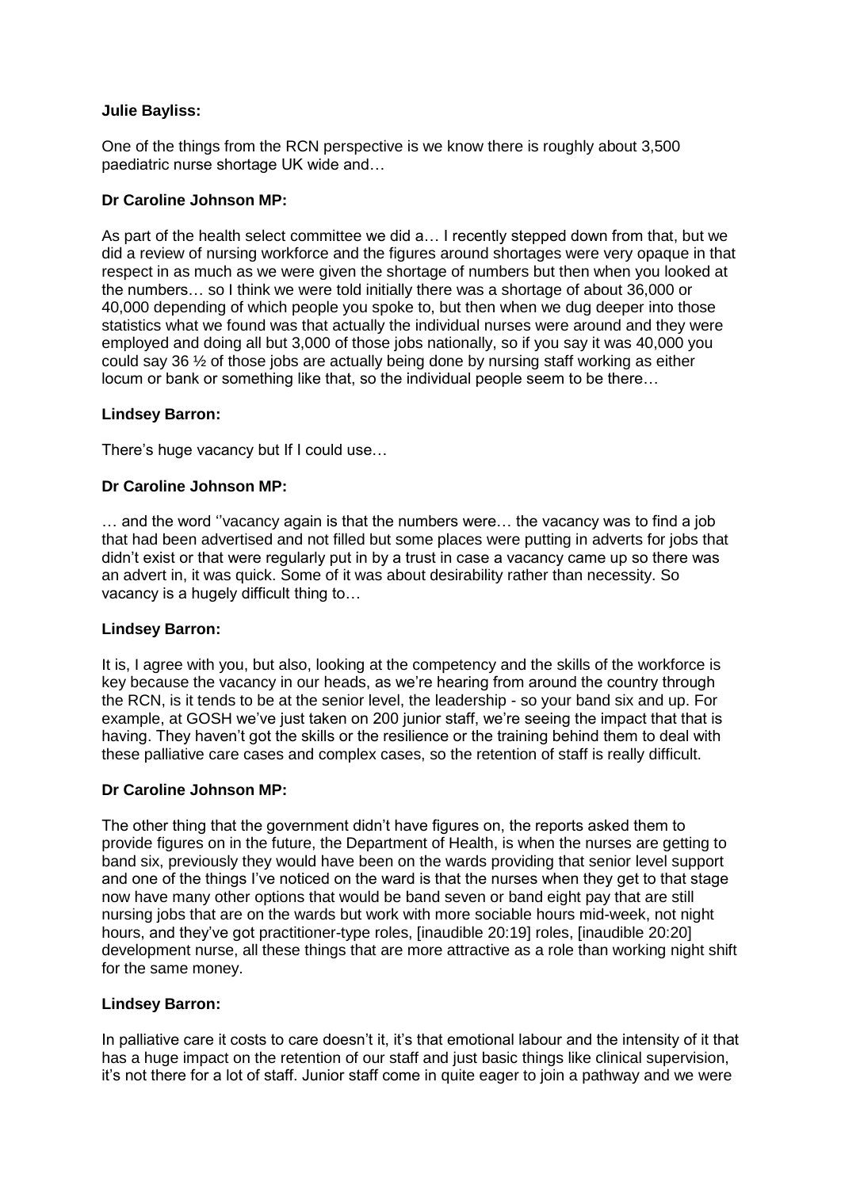**Julie Bayliss:**

One of the things from the RCN perspective is we know there is roughly about 3,500 paediatric nurse shortage UK wide and…

**Dr Caroline Johnson MP:**

As part of the health select committee we did a… I recently stepped down from that, but we did a review of nursing workforce and the figures around shortages were very opaque in that respect in as much as we were given the shortage of numbers but then when you looked at the numbers… so I think we were told initially there was a shortage of about 36,000 or 40,000 depending of which people you spoke to, but then when we dug deeper into those statistics what we found was that actually the individual nurses were around and they were employed and doing all but 3,000 of those jobs nationally, so if you say it was 40,000 you could say 36 ½ of those jobs are actually being done by nursing staff working as either locum or bank or something like that, so the individual people seem to be there…

**Lindsey Barron:**

There's huge vacancy but If I could use…

**Dr Caroline Johnson MP:**

… and the word ''vacancy again is that the numbers were… the vacancy was to find a job that had been advertised and not filled but some places were putting in adverts for jobs that didn't exist or that were regularly put in by a trust in case a vacancy came up so there was an advert in, it was quick. Some of it was about desirability rather than necessity. So vacancy is a hugely difficult thing to…

**Lindsey Barron:**

It is, I agree with you, but also, looking at the competency and the skills of the workforce is key because the vacancy in our heads, as we're hearing from around the country through the RCN, is it tends to be at the senior level, the leadership - so your band six and up. For example, at GOSH we've just taken on 200 junior staff, we're seeing the impact that that is having. They haven't got the skills or the resilience or the training behind them to deal with these palliative care cases and complex cases, so the retention of staff is really difficult.

**Dr Caroline Johnson MP:**

The other thing that the government didn't have figures on, the reports asked them to provide figures on in the future, the Department of Health, is when the nurses are getting to band six, previously they would have been on the wards providing that senior level support and one of the things I've noticed on the ward is that the nurses when they get to that stage now have many other options that would be band seven or band eight pay that are still nursing jobs that are on the wards but work with more sociable hours mid-week, not night hours, and they've got practitioner-type roles, [inaudible 20:19] roles, [inaudible 20:20] development nurse, all these things that are more attractive as a role than working night shift for the same money.

**Lindsey Barron:**

In palliative care it costs to care doesn't it, it's that emotional labour and the intensity of it that has a huge impact on the retention of our staff and just basic things like clinical supervision, it's not there for a lot of staff. Junior staff come in quite eager to join a pathway and we were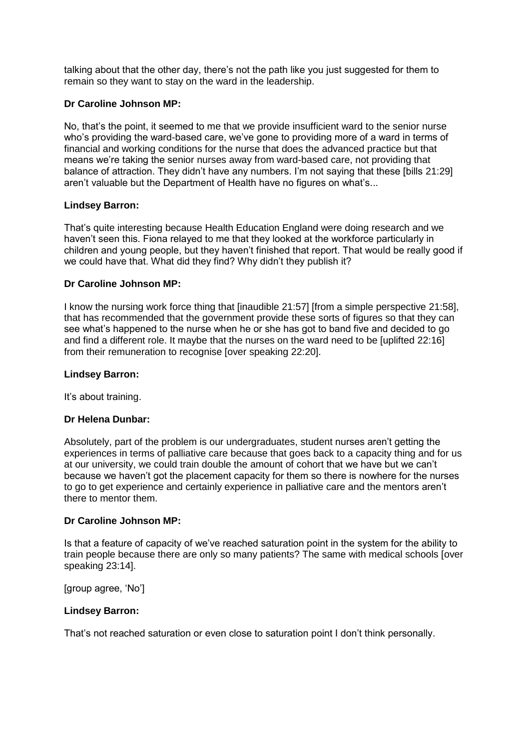talking about that the other day, there's not the path like you just suggested for them to remain so they want to stay on the ward in the leadership.

**Dr Caroline Johnson MP:**

No, that's the point, it seemed to me that we provide insufficient ward to the senior nurse who's providing the ward-based care, we've gone to providing more of a ward in terms of financial and working conditions for the nurse that does the advanced practice but that means we're taking the senior nurses away from ward-based care, not providing that balance of attraction. They didn't have any numbers. I'm not saying that these [bills 21:29] aren't valuable but the Department of Health have no figures on what's...

**Lindsey Barron:**

That's quite interesting because Health Education England were doing research and we haven't seen this. Fiona relayed to me that they looked at the workforce particularly in children and young people, but they haven't finished that report. That would be really good if we could have that. What did they find? Why didn't they publish it?

**Dr Caroline Johnson MP:**

I know the nursing work force thing that [inaudible 21:57] [from a simple perspective 21:58], that has recommended that the government provide these sorts of figures so that they can see what's happened to the nurse when he or she has got to band five and decided to go and find a different role. It maybe that the nurses on the ward need to be [uplifted 22:16] from their remuneration to recognise [over speaking 22:20].

**Lindsey Barron:**

It's about training.

**Dr Helena Dunbar:**

Absolutely, part of the problem is our undergraduates, student nurses aren't getting the experiences in terms of palliative care because that goes back to a capacity thing and for us at our university, we could train double the amount of cohort that we have but we can't because we haven't got the placement capacity for them so there is nowhere for the nurses to go to get experience and certainly experience in palliative care and the mentors aren't there to mentor them.

**Dr Caroline Johnson MP:**

Is that a feature of capacity of we've reached saturation point in the system for the ability to train people because there are only so many patients? The same with medical schools [over speaking 23:14].

[group agree, 'No']

**Lindsey Barron:**

That's not reached saturation or even close to saturation point I don't think personally.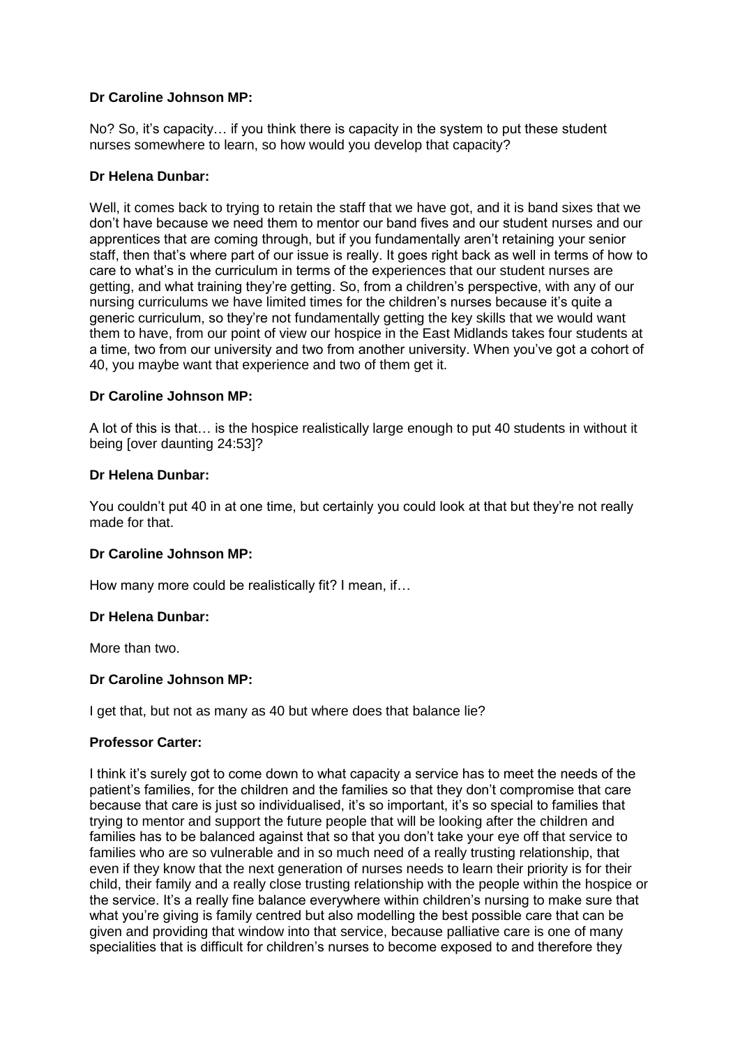**Dr Caroline Johnson MP:**

No? So, it's capacity… if you think there is capacity in the system to put these student nurses somewhere to learn, so how would you develop that capacity?

**Dr Helena Dunbar:**

Well, it comes back to trying to retain the staff that we have got, and it is band sixes that we don't have because we need them to mentor our band fives and our student nurses and our apprentices that are coming through, but if you fundamentally aren't retaining your senior staff, then that's where part of our issue is really. It goes right back as well in terms of how to care to what's in the curriculum in terms of the experiences that our student nurses are getting, and what training they're getting. So, from a children's perspective, with any of our nursing curriculums we have limited times for the children's nurses because it's quite a generic curriculum, so they're not fundamentally getting the key skills that we would want them to have, from our point of view our hospice in the East Midlands takes four students at a time, two from our university and two from another university. When you've got a cohort of 40, you maybe want that experience and two of them get it.

**Dr Caroline Johnson MP:**

A lot of this is that… is the hospice realistically large enough to put 40 students in without it being [over daunting 24:53]?

**Dr Helena Dunbar:**

You couldn't put 40 in at one time, but certainly you could look at that but they're not really made for that.

**Dr Caroline Johnson MP:**

How many more could be realistically fit? I mean, if…

**Dr Helena Dunbar:**

More than two.

**Dr Caroline Johnson MP:**

I get that, but not as many as 40 but where does that balance lie?

**Professor Carter:**

I think it's surely got to come down to what capacity a service has to meet the needs of the patient's families, for the children and the families so that they don't compromise that care because that care is just so individualised, it's so important, it's so special to families that trying to mentor and support the future people that will be looking after the children and families has to be balanced against that so that you don't take your eye off that service to families who are so vulnerable and in so much need of a really trusting relationship, that even if they know that the next generation of nurses needs to learn their priority is for their child, their family and a really close trusting relationship with the people within the hospice or the service. It's a really fine balance everywhere within children's nursing to make sure that what you're giving is family centred but also modelling the best possible care that can be given and providing that window into that service, because palliative care is one of many specialities that is difficult for children's nurses to become exposed to and therefore they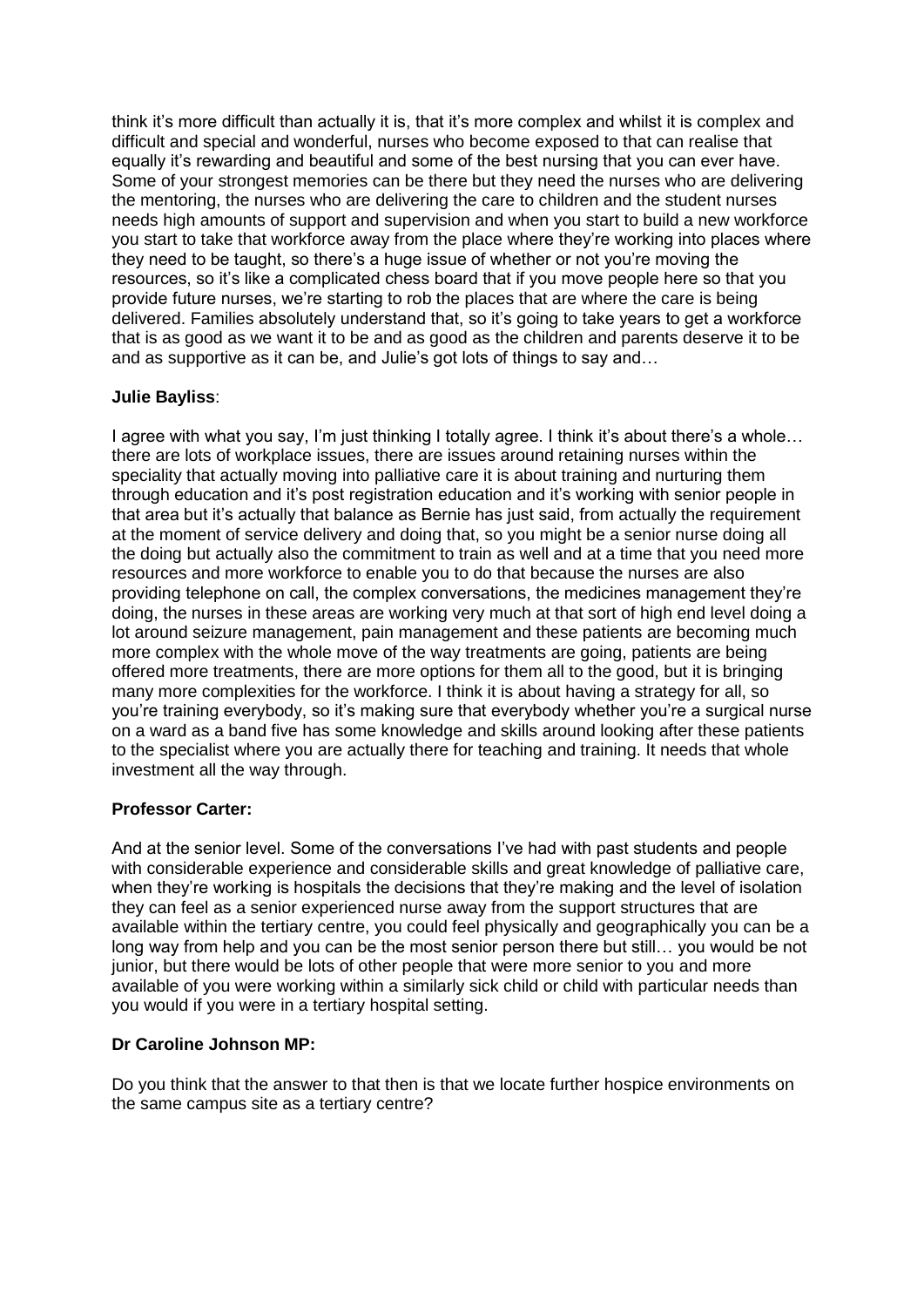think it's more difficult than actually it is, that it's more complex and whilst it is complex and difficult and special and wonderful, nurses who become exposed to that can realise that equally it's rewarding and beautiful and some of the best nursing that you can ever have. Some of your strongest memories can be there but they need the nurses who are delivering the mentoring, the nurses who are delivering the care to children and the student nurses needs high amounts of support and supervision and when you start to build a new workforce you start to take that workforce away from the place where they're working into places where they need to be taught, so there's a huge issue of whether or not you're moving the resources, so it's like a complicated chess board that if you move people here so that you provide future nurses, we're starting to rob the places that are where the care is being delivered. Families absolutely understand that, so it's going to take years to get a workforce that is as good as we want it to be and as good as the children and parents deserve it to be and as supportive as it can be, and Julie's got lots of things to say and…

**Julie Bayliss**:

I agree with what you say, I'm just thinking I totally agree. I think it's about there's a whole… there are lots of workplace issues, there are issues around retaining nurses within the speciality that actually moving into palliative care it is about training and nurturing them through education and it's post registration education and it's working with senior people in that area but it's actually that balance as Bernie has just said, from actually the requirement at the moment of service delivery and doing that, so you might be a senior nurse doing all the doing but actually also the commitment to train as well and at a time that you need more resources and more workforce to enable you to do that because the nurses are also providing telephone on call, the complex conversations, the medicines management they're doing, the nurses in these areas are working very much at that sort of high end level doing a lot around seizure management, pain management and these patients are becoming much more complex with the whole move of the way treatments are going, patients are being offered more treatments, there are more options for them all to the good, but it is bringing many more complexities for the workforce. I think it is about having a strategy for all, so you're training everybody, so it's making sure that everybody whether you're a surgical nurse on a ward as a band five has some knowledge and skills around looking after these patients to the specialist where you are actually there for teaching and training. It needs that whole investment all the way through.

**Professor Carter:**

And at the senior level. Some of the conversations I've had with past students and people with considerable experience and considerable skills and great knowledge of palliative care, when they're working is hospitals the decisions that they're making and the level of isolation they can feel as a senior experienced nurse away from the support structures that are available within the tertiary centre, you could feel physically and geographically you can be a long way from help and you can be the most senior person there but still… you would be not junior, but there would be lots of other people that were more senior to you and more available of you were working within a similarly sick child or child with particular needs than you would if you were in a tertiary hospital setting.

**Dr Caroline Johnson MP:**

Do you think that the answer to that then is that we locate further hospice environments on the same campus site as a tertiary centre?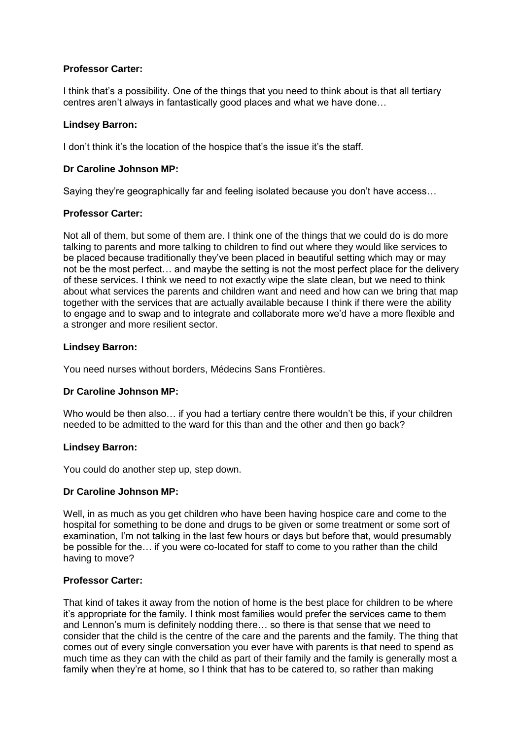**Professor Carter:**

I think that's a possibility. One of the things that you need to think about is that all tertiary centres aren't always in fantastically good places and what we have done…

**Lindsey Barron:**

I don't think it's the location of the hospice that's the issue it's the staff.

**Dr Caroline Johnson MP:**

Saying they're geographically far and feeling isolated because you don't have access…

**Professor Carter:**

Not all of them, but some of them are. I think one of the things that we could do is do more talking to parents and more talking to children to find out where they would like services to be placed because traditionally they've been placed in beautiful setting which may or may not be the most perfect… and maybe the setting is not the most perfect place for the delivery of these services. I think we need to not exactly wipe the slate clean, but we need to think about what services the parents and children want and need and how can we bring that map together with the services that are actually available because I think if there were the ability to engage and to swap and to integrate and collaborate more we'd have a more flexible and a stronger and more resilient sector.

**Lindsey Barron:**

You need nurses without borders, Médecins Sans Frontières.

**Dr Caroline Johnson MP:**

Who would be then also… if you had a tertiary centre there wouldn't be this, if your children needed to be admitted to the ward for this than and the other and then go back?

**Lindsey Barron:**

You could do another step up, step down.

**Dr Caroline Johnson MP:**

Well, in as much as you get children who have been having hospice care and come to the hospital for something to be done and drugs to be given or some treatment or some sort of examination, I'm not talking in the last few hours or days but before that, would presumably be possible for the… if you were co-located for staff to come to you rather than the child having to move?

**Professor Carter:**

That kind of takes it away from the notion of home is the best place for children to be where it's appropriate for the family. I think most families would prefer the services came to them and Lennon's mum is definitely nodding there… so there is that sense that we need to consider that the child is the centre of the care and the parents and the family. The thing that comes out of every single conversation you ever have with parents is that need to spend as much time as they can with the child as part of their family and the family is generally most a family when they're at home, so I think that has to be catered to, so rather than making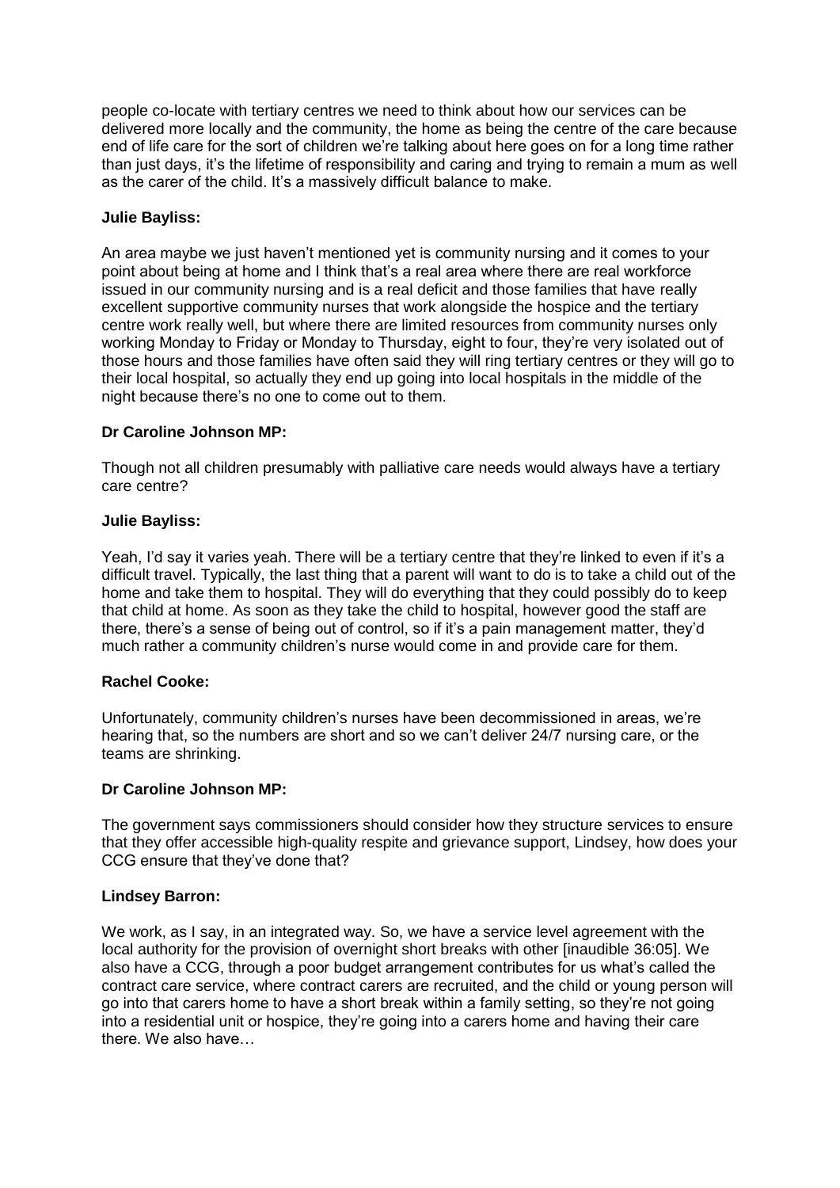people co-locate with tertiary centres we need to think about how our services can be delivered more locally and the community, the home as being the centre of the care because end of life care for the sort of children we're talking about here goes on for a long time rather than just days, it's the lifetime of responsibility and caring and trying to remain a mum as well as the carer of the child. It's a massively difficult balance to make.

**Julie Bayliss:**

An area maybe we just haven't mentioned yet is community nursing and it comes to your point about being at home and I think that's a real area where there are real workforce issued in our community nursing and is a real deficit and those families that have really excellent supportive community nurses that work alongside the hospice and the tertiary centre work really well, but where there are limited resources from community nurses only working Monday to Friday or Monday to Thursday, eight to four, they're very isolated out of those hours and those families have often said they will ring tertiary centres or they will go to their local hospital, so actually they end up going into local hospitals in the middle of the night because there's no one to come out to them.

**Dr Caroline Johnson MP:**

Though not all children presumably with palliative care needs would always have a tertiary care centre?

**Julie Bayliss:**

Yeah, I'd say it varies yeah. There will be a tertiary centre that they're linked to even if it's a difficult travel. Typically, the last thing that a parent will want to do is to take a child out of the home and take them to hospital. They will do everything that they could possibly do to keep that child at home. As soon as they take the child to hospital, however good the staff are there, there's a sense of being out of control, so if it's a pain management matter, they'd much rather a community children's nurse would come in and provide care for them.

**Rachel Cooke:**

Unfortunately, community children's nurses have been decommissioned in areas, we're hearing that, so the numbers are short and so we can't deliver 24/7 nursing care, or the teams are shrinking.

**Dr Caroline Johnson MP:**

The government says commissioners should consider how they structure services to ensure that they offer accessible high-quality respite and grievance support, Lindsey, how does your CCG ensure that they've done that?

**Lindsey Barron:**

We work, as I say, in an integrated way. So, we have a service level agreement with the local authority for the provision of overnight short breaks with other [inaudible 36:05]. We also have a CCG, through a poor budget arrangement contributes for us what's called the contract care service, where contract carers are recruited, and the child or young person will go into that carers home to have a short break within a family setting, so they're not going into a residential unit or hospice, they're going into a carers home and having their care there. We also have…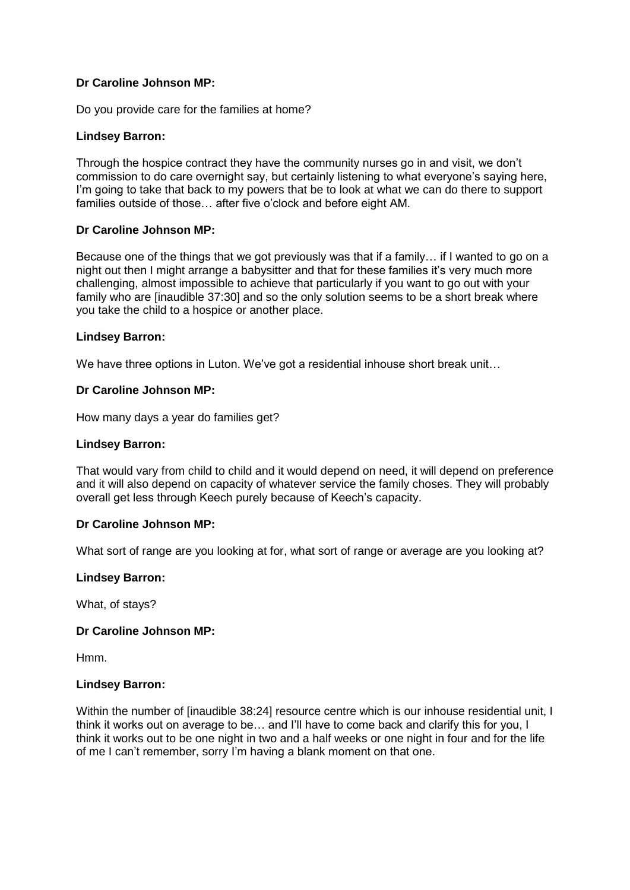**Dr Caroline Johnson MP:**

Do you provide care for the families at home?

**Lindsey Barron:**

Through the hospice contract they have the community nurses go in and visit, we don't commission to do care overnight say, but certainly listening to what everyone's saying here, I'm going to take that back to my powers that be to look at what we can do there to support families outside of those… after five o'clock and before eight AM.

**Dr Caroline Johnson MP:**

Because one of the things that we got previously was that if a family… if I wanted to go on a night out then I might arrange a babysitter and that for these families it's very much more challenging, almost impossible to achieve that particularly if you want to go out with your family who are [inaudible 37:30] and so the only solution seems to be a short break where you take the child to a hospice or another place.

**Lindsey Barron:**

We have three options in Luton. We've got a residential inhouse short break unit…

**Dr Caroline Johnson MP:**

How many days a year do families get?

**Lindsey Barron:**

That would vary from child to child and it would depend on need, it will depend on preference and it will also depend on capacity of whatever service the family choses. They will probably overall get less through Keech purely because of Keech's capacity.

**Dr Caroline Johnson MP:**

What sort of range are you looking at for, what sort of range or average are you looking at?

**Lindsey Barron:**

What, of stays?

**Dr Caroline Johnson MP:**

Hmm.

**Lindsey Barron:**

Within the number of [inaudible 38:24] resource centre which is our inhouse residential unit, I think it works out on average to be… and I'll have to come back and clarify this for you, I think it works out to be one night in two and a half weeks or one night in four and for the life of me I can't remember, sorry I'm having a blank moment on that one.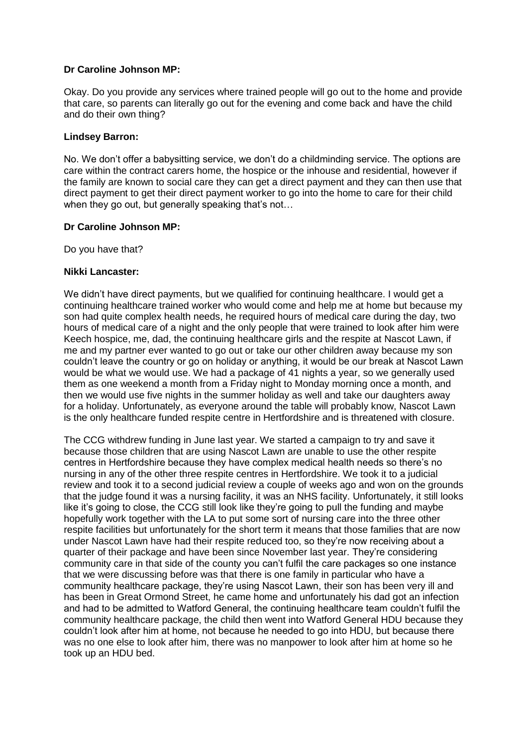**Dr Caroline Johnson MP:**

Okay. Do you provide any services where trained people will go out to the home and provide that care, so parents can literally go out for the evening and come back and have the child and do their own thing?

**Lindsey Barron:**

No. We don't offer a babysitting service, we don't do a childminding service. The options are care within the contract carers home, the hospice or the inhouse and residential, however if the family are known to social care they can get a direct payment and they can then use that direct payment to get their direct payment worker to go into the home to care for their child when they go out, but generally speaking that's not…

**Dr Caroline Johnson MP:**

Do you have that?

**Nikki Lancaster:**

We didn't have direct payments, but we qualified for continuing healthcare. I would get a continuing healthcare trained worker who would come and help me at home but because my son had quite complex health needs, he required hours of medical care during the day, two hours of medical care of a night and the only people that were trained to look after him were Keech hospice, me, dad, the continuing healthcare girls and the respite at Nascot Lawn, if me and my partner ever wanted to go out or take our other children away because my son couldn't leave the country or go on holiday or anything, it would be our break at Nascot Lawn would be what we would use. We had a package of 41 nights a year, so we generally used them as one weekend a month from a Friday night to Monday morning once a month, and then we would use five nights in the summer holiday as well and take our daughters away for a holiday. Unfortunately, as everyone around the table will probably know, Nascot Lawn is the only healthcare funded respite centre in Hertfordshire and is threatened with closure.

The CCG withdrew funding in June last year. We started a campaign to try and save it because those children that are using Nascot Lawn are unable to use the other respite centres in Hertfordshire because they have complex medical health needs so there's no nursing in any of the other three respite centres in Hertfordshire. We took it to a judicial review and took it to a second judicial review a couple of weeks ago and won on the grounds that the judge found it was a nursing facility, it was an NHS facility. Unfortunately, it still looks like it's going to close, the CCG still look like they're going to pull the funding and maybe hopefully work together with the LA to put some sort of nursing care into the three other respite facilities but unfortunately for the short term it means that those families that are now under Nascot Lawn have had their respite reduced too, so they're now receiving about a quarter of their package and have been since November last year. They're considering community care in that side of the county you can't fulfil the care packages so one instance that we were discussing before was that there is one family in particular who have a community healthcare package, they're using Nascot Lawn, their son has been very ill and has been in Great Ormond Street, he came home and unfortunately his dad got an infection and had to be admitted to Watford General, the continuing healthcare team couldn't fulfil the community healthcare package, the child then went into Watford General HDU because they couldn't look after him at home, not because he needed to go into HDU, but because there was no one else to look after him, there was no manpower to look after him at home so he took up an HDU bed.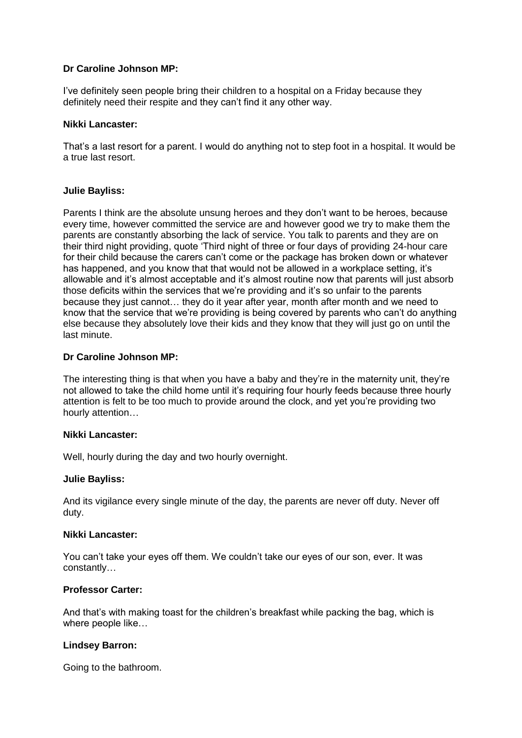**Dr Caroline Johnson MP:**

I've definitely seen people bring their children to a hospital on a Friday because they definitely need their respite and they can't find it any other way.

**Nikki Lancaster:**

That's a last resort for a parent. I would do anything not to step foot in a hospital. It would be a true last resort.

**Julie Bayliss:**

Parents I think are the absolute unsung heroes and they don't want to be heroes, because every time, however committed the service are and however good we try to make them the parents are constantly absorbing the lack of service. You talk to parents and they are on their third night providing, quote 'Third night of three or four days of providing 24-hour care for their child because the carers can't come or the package has broken down or whatever has happened, and you know that that would not be allowed in a workplace setting, it's allowable and it's almost acceptable and it's almost routine now that parents will just absorb those deficits within the services that we're providing and it's so unfair to the parents because they just cannot… they do it year after year, month after month and we need to know that the service that we're providing is being covered by parents who can't do anything else because they absolutely love their kids and they know that they will just go on until the last minute.

**Dr Caroline Johnson MP:**

The interesting thing is that when you have a baby and they're in the maternity unit, they're not allowed to take the child home until it's requiring four hourly feeds because three hourly attention is felt to be too much to provide around the clock, and yet you're providing two hourly attention…

**Nikki Lancaster:**

Well, hourly during the day and two hourly overnight.

**Julie Bayliss:**

And its vigilance every single minute of the day, the parents are never off duty. Never off duty.

**Nikki Lancaster:**

You can't take your eyes off them. We couldn't take our eyes of our son, ever. It was constantly…

**Professor Carter:**

And that's with making toast for the children's breakfast while packing the bag, which is where people like…

**Lindsey Barron:**

Going to the bathroom.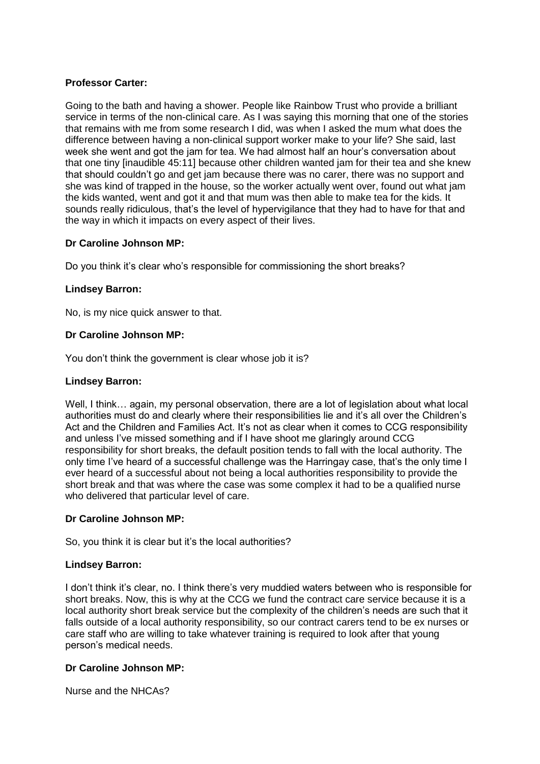**Professor Carter:**

Going to the bath and having a shower. People like Rainbow Trust who provide a brilliant service in terms of the non-clinical care. As I was saying this morning that one of the stories that remains with me from some research I did, was when I asked the mum what does the difference between having a non-clinical support worker make to your life? She said, last week she went and got the jam for tea. We had almost half an hour's conversation about that one tiny [inaudible 45:11] because other children wanted jam for their tea and she knew that should couldn't go and get jam because there was no carer, there was no support and she was kind of trapped in the house, so the worker actually went over, found out what jam the kids wanted, went and got it and that mum was then able to make tea for the kids. It sounds really ridiculous, that's the level of hypervigilance that they had to have for that and the way in which it impacts on every aspect of their lives.

**Dr Caroline Johnson MP:**

Do you think it's clear who's responsible for commissioning the short breaks?

**Lindsey Barron:**

No, is my nice quick answer to that.

**Dr Caroline Johnson MP:**

You don't think the government is clear whose job it is?

**Lindsey Barron:**

Well, I think… again, my personal observation, there are a lot of legislation about what local authorities must do and clearly where their responsibilities lie and it's all over the Children's Act and the Children and Families Act. It's not as clear when it comes to CCG responsibility and unless I've missed something and if I have shoot me glaringly around CCG responsibility for short breaks, the default position tends to fall with the local authority. The only time I've heard of a successful challenge was the Harringay case, that's the only time I ever heard of a successful about not being a local authorities responsibility to provide the short break and that was where the case was some complex it had to be a qualified nurse who delivered that particular level of care.

**Dr Caroline Johnson MP:**

So, you think it is clear but it's the local authorities?

**Lindsey Barron:**

I don't think it's clear, no. I think there's very muddied waters between who is responsible for short breaks. Now, this is why at the CCG we fund the contract care service because it is a local authority short break service but the complexity of the children's needs are such that it falls outside of a local authority responsibility, so our contract carers tend to be ex nurses or care staff who are willing to take whatever training is required to look after that young person's medical needs.

**Dr Caroline Johnson MP:**

Nurse and the NHCAs?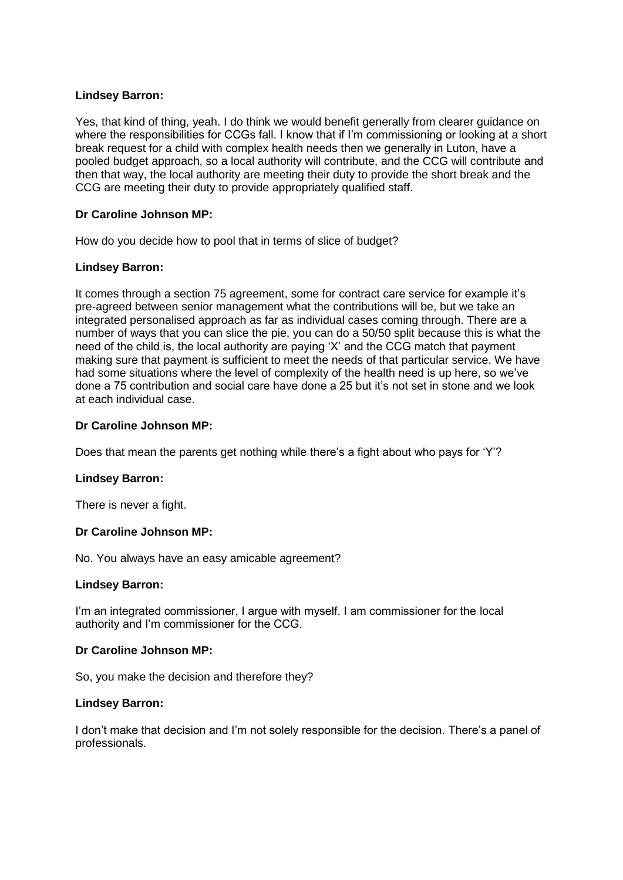**Lindsey Barron:**

Yes, that kind of thing, yeah. I do think we would benefit generally from clearer guidance on where the responsibilities for CCGs fall. I know that if I'm commissioning or looking at a short break request for a child with complex health needs then we generally in Luton, have a pooled budget approach, so a local authority will contribute, and the CCG will contribute and then that way, the local authority are meeting their duty to provide the short break and the CCG are meeting their duty to provide appropriately qualified staff.

**Dr Caroline Johnson MP:**

How do you decide how to pool that in terms of slice of budget?

**Lindsey Barron:**

It comes through a section 75 agreement, some for contract care service for example it's pre-agreed between senior management what the contributions will be, but we take an integrated personalised approach as far as individual cases coming through. There are a number of ways that you can slice the pie, you can do a 50/50 split because this is what the need of the child is, the local authority are paying 'X' and the CCG match that payment making sure that payment is sufficient to meet the needs of that particular service. We have had some situations where the level of complexity of the health need is up here, so we've done a 75 contribution and social care have done a 25 but it's not set in stone and we look at each individual case.

**Dr Caroline Johnson MP:**

Does that mean the parents get nothing while there's a fight about who pays for 'Y'?

**Lindsey Barron:**

There is never a fight.

**Dr Caroline Johnson MP:**

No. You always have an easy amicable agreement?

**Lindsey Barron:**

I'm an integrated commissioner, I argue with myself. I am commissioner for the local authority and I'm commissioner for the CCG.

**Dr Caroline Johnson MP:**

So, you make the decision and therefore they?

**Lindsey Barron:**

I don't make that decision and I'm not solely responsible for the decision. There's a panel of professionals.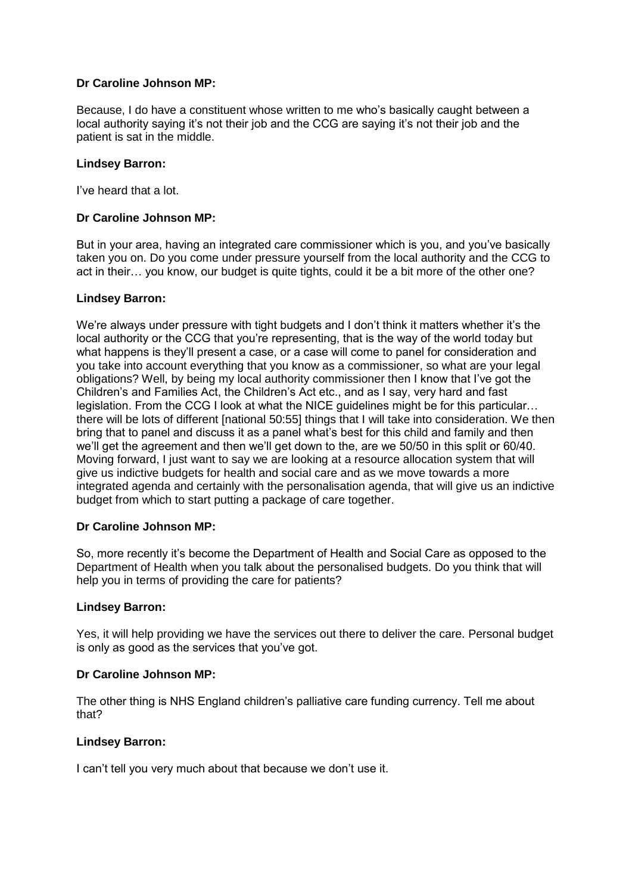**Dr Caroline Johnson MP:**

Because, I do have a constituent whose written to me who's basically caught between a local authority saying it's not their job and the CCG are saying it's not their job and the patient is sat in the middle.

**Lindsey Barron:**

I've heard that a lot.

**Dr Caroline Johnson MP:**

But in your area, having an integrated care commissioner which is you, and you've basically taken you on. Do you come under pressure yourself from the local authority and the CCG to act in their… you know, our budget is quite tights, could it be a bit more of the other one?

**Lindsey Barron:**

We're always under pressure with tight budgets and I don't think it matters whether it's the local authority or the CCG that you're representing, that is the way of the world today but what happens is they'll present a case, or a case will come to panel for consideration and you take into account everything that you know as a commissioner, so what are your legal obligations? Well, by being my local authority commissioner then I know that I've got the Children's and Families Act, the Children's Act etc., and as I say, very hard and fast legislation. From the CCG I look at what the NICE guidelines might be for this particular… there will be lots of different [national 50:55] things that I will take into consideration. We then bring that to panel and discuss it as a panel what's best for this child and family and then we'll get the agreement and then we'll get down to the, are we 50/50 in this split or 60/40. Moving forward, I just want to say we are looking at a resource allocation system that will give us indictive budgets for health and social care and as we move towards a more integrated agenda and certainly with the personalisation agenda, that will give us an indictive budget from which to start putting a package of care together.

**Dr Caroline Johnson MP:**

So, more recently it's become the Department of Health and Social Care as opposed to the Department of Health when you talk about the personalised budgets. Do you think that will help you in terms of providing the care for patients?

**Lindsey Barron:**

Yes, it will help providing we have the services out there to deliver the care. Personal budget is only as good as the services that you've got.

**Dr Caroline Johnson MP:**

The other thing is NHS England children's palliative care funding currency. Tell me about that?

**Lindsey Barron:**

I can't tell you very much about that because we don't use it.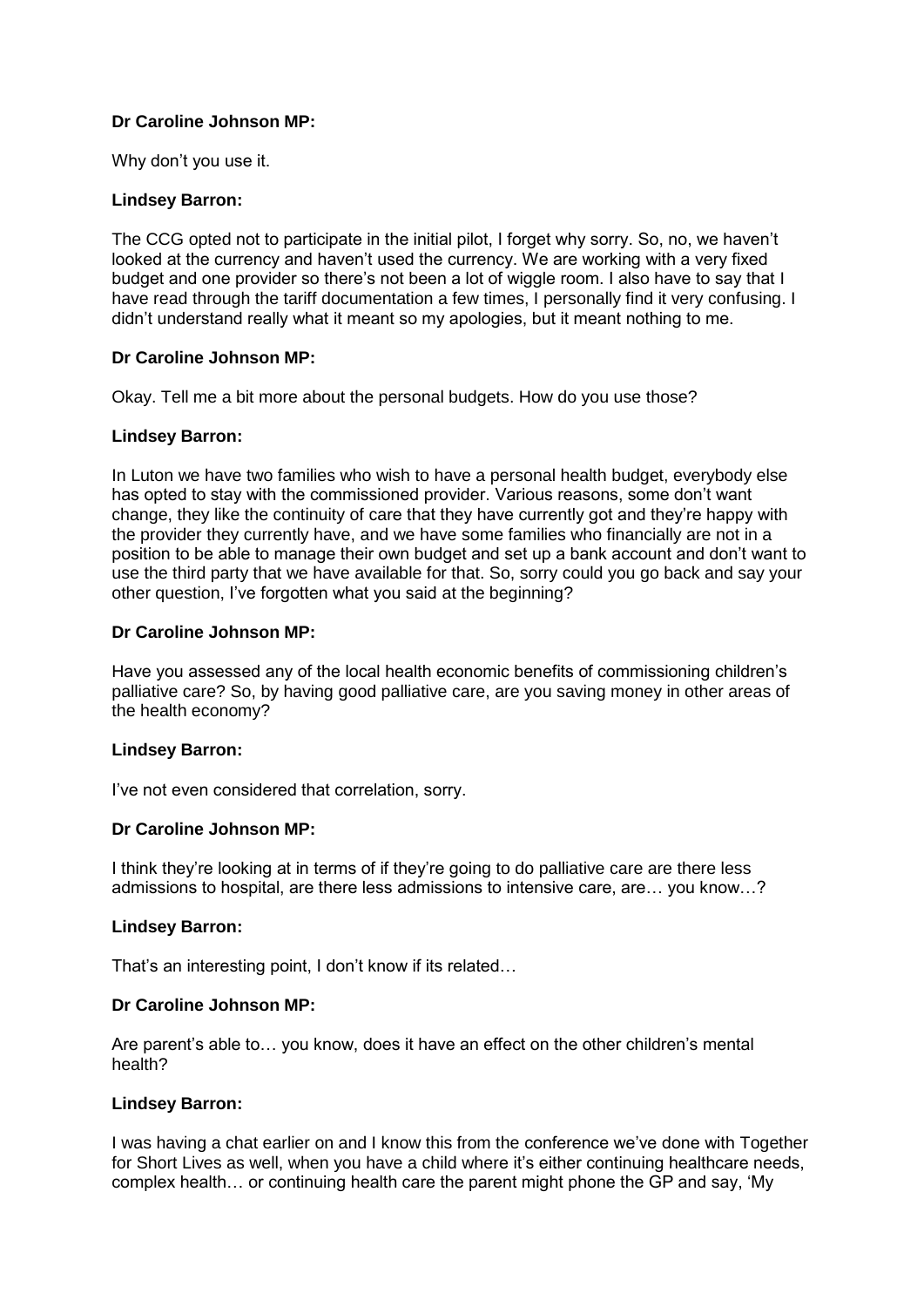**Dr Caroline Johnson MP:**

Why don't you use it.

**Lindsey Barron:**

The CCG opted not to participate in the initial pilot, I forget why sorry. So, no, we haven't looked at the currency and haven't used the currency. We are working with a very fixed budget and one provider so there's not been a lot of wiggle room. I also have to say that I have read through the tariff documentation a few times, I personally find it very confusing. I didn't understand really what it meant so my apologies, but it meant nothing to me.

**Dr Caroline Johnson MP:**

Okay. Tell me a bit more about the personal budgets. How do you use those?

**Lindsey Barron:**

In Luton we have two families who wish to have a personal health budget, everybody else has opted to stay with the commissioned provider. Various reasons, some don't want change, they like the continuity of care that they have currently got and they're happy with the provider they currently have, and we have some families who financially are not in a position to be able to manage their own budget and set up a bank account and don't want to use the third party that we have available for that. So, sorry could you go back and say your other question, I've forgotten what you said at the beginning?

**Dr Caroline Johnson MP:**

Have you assessed any of the local health economic benefits of commissioning children's palliative care? So, by having good palliative care, are you saving money in other areas of the health economy?

**Lindsey Barron:**

I've not even considered that correlation, sorry.

**Dr Caroline Johnson MP:**

I think they're looking at in terms of if they're going to do palliative care are there less admissions to hospital, are there less admissions to intensive care, are… you know…?

**Lindsey Barron:**

That's an interesting point, I don't know if its related…

**Dr Caroline Johnson MP:**

Are parent's able to… you know, does it have an effect on the other children's mental health?

**Lindsey Barron:**

I was having a chat earlier on and I know this from the conference we've done with Together for Short Lives as well, when you have a child where it's either continuing healthcare needs, complex health… or continuing health care the parent might phone the GP and say, 'My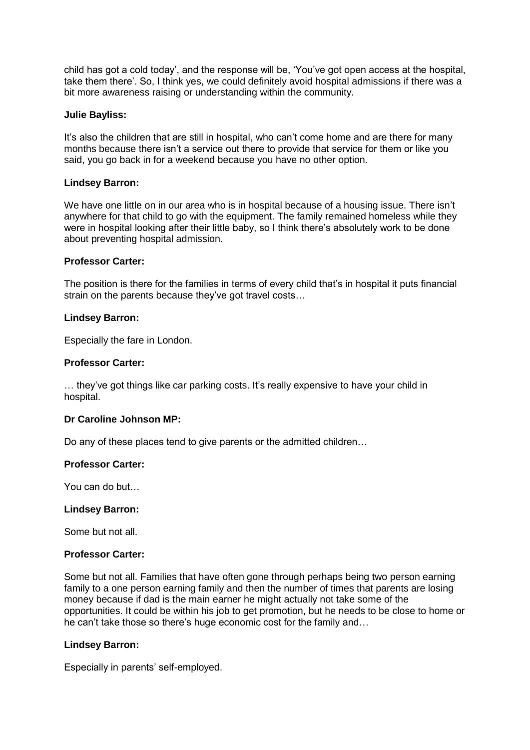child has got a cold today', and the response will be, 'You've got open access at the hospital, take them there'. So, I think yes, we could definitely avoid hospital admissions if there was a bit more awareness raising or understanding within the community.

**Julie Bayliss:**

It's also the children that are still in hospital, who can't come home and are there for many months because there isn't a service out there to provide that service for them or like you said, you go back in for a weekend because you have no other option.

**Lindsey Barron:**

We have one little on in our area who is in hospital because of a housing issue. There isn't anywhere for that child to go with the equipment. The family remained homeless while they were in hospital looking after their little baby, so I think there's absolutely work to be done about preventing hospital admission.

**Professor Carter:**

The position is there for the families in terms of every child that's in hospital it puts financial strain on the parents because they've got travel costs…

**Lindsey Barron:**

Especially the fare in London.

**Professor Carter:**

… they've got things like car parking costs. It's really expensive to have your child in hospital.

**Dr Caroline Johnson MP:**

Do any of these places tend to give parents or the admitted children…

**Professor Carter:**

You can do but…

**Lindsey Barron:**

Some but not all.

**Professor Carter:**

Some but not all. Families that have often gone through perhaps being two person earning family to a one person earning family and then the number of times that parents are losing money because if dad is the main earner he might actually not take some of the opportunities. It could be within his job to get promotion, but he needs to be close to home or he can't take those so there's huge economic cost for the family and…

**Lindsey Barron:**

Especially in parents' self-employed.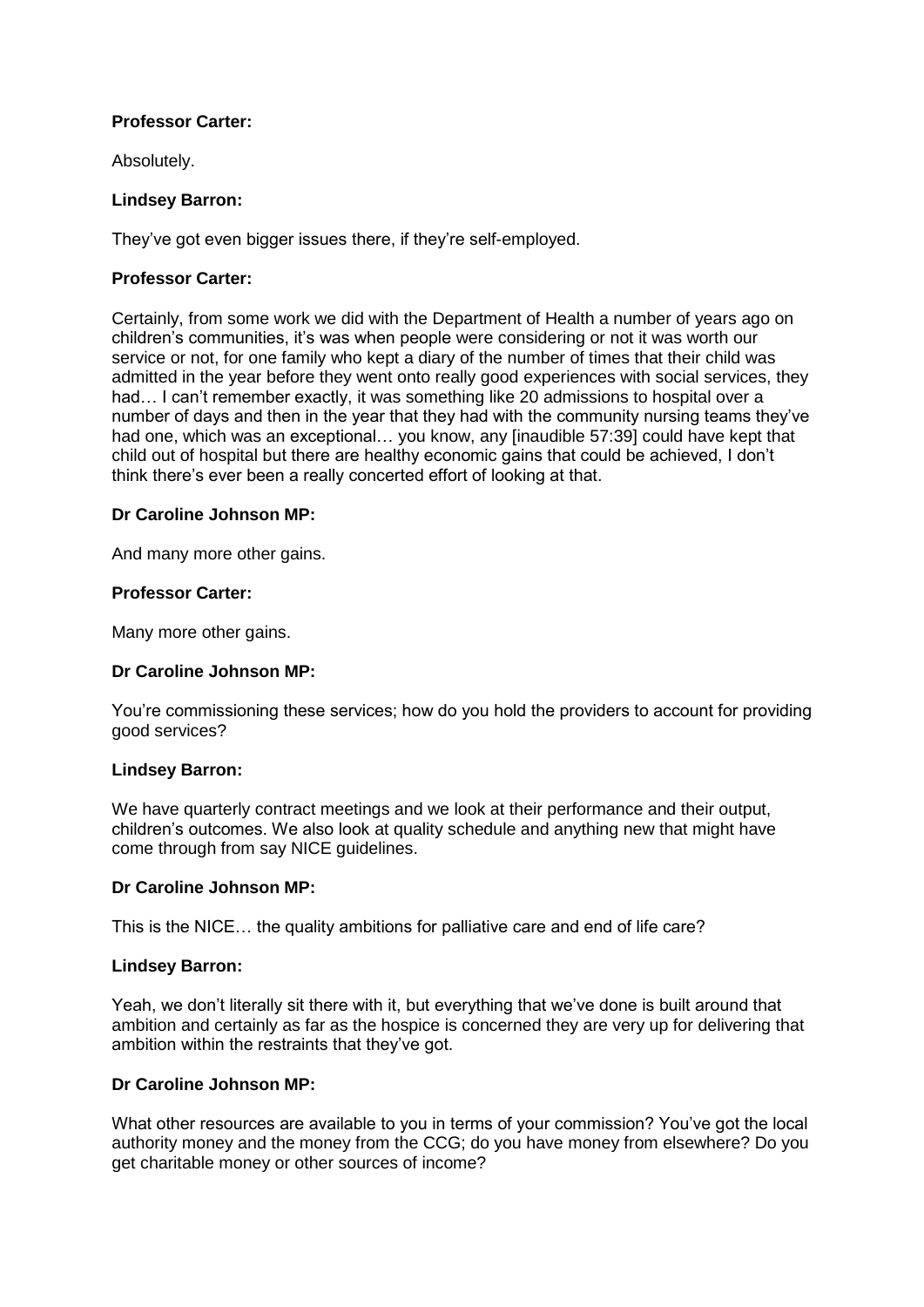**Professor Carter:**

Absolutely.

**Lindsey Barron:**

They've got even bigger issues there, if they're self-employed.

**Professor Carter:**

Certainly, from some work we did with the Department of Health a number of years ago on children's communities, it's was when people were considering or not it was worth our service or not, for one family who kept a diary of the number of times that their child was admitted in the year before they went onto really good experiences with social services, they had… I can't remember exactly, it was something like 20 admissions to hospital over a number of days and then in the year that they had with the community nursing teams they've had one, which was an exceptional… you know, any [inaudible 57:39] could have kept that child out of hospital but there are healthy economic gains that could be achieved, I don't think there's ever been a really concerted effort of looking at that.

**Dr Caroline Johnson MP:**

And many more other gains.

**Professor Carter:**

Many more other gains.

**Dr Caroline Johnson MP:**

You're commissioning these services; how do you hold the providers to account for providing good services?

**Lindsey Barron:**

We have quarterly contract meetings and we look at their performance and their output, children's outcomes. We also look at quality schedule and anything new that might have come through from say NICE guidelines.

**Dr Caroline Johnson MP:**

This is the NICE… the quality ambitions for palliative care and end of life care?

**Lindsey Barron:**

Yeah, we don't literally sit there with it, but everything that we've done is built around that ambition and certainly as far as the hospice is concerned they are very up for delivering that ambition within the restraints that they've got.

**Dr Caroline Johnson MP:**

What other resources are available to you in terms of your commission? You've got the local authority money and the money from the CCG; do you have money from elsewhere? Do you get charitable money or other sources of income?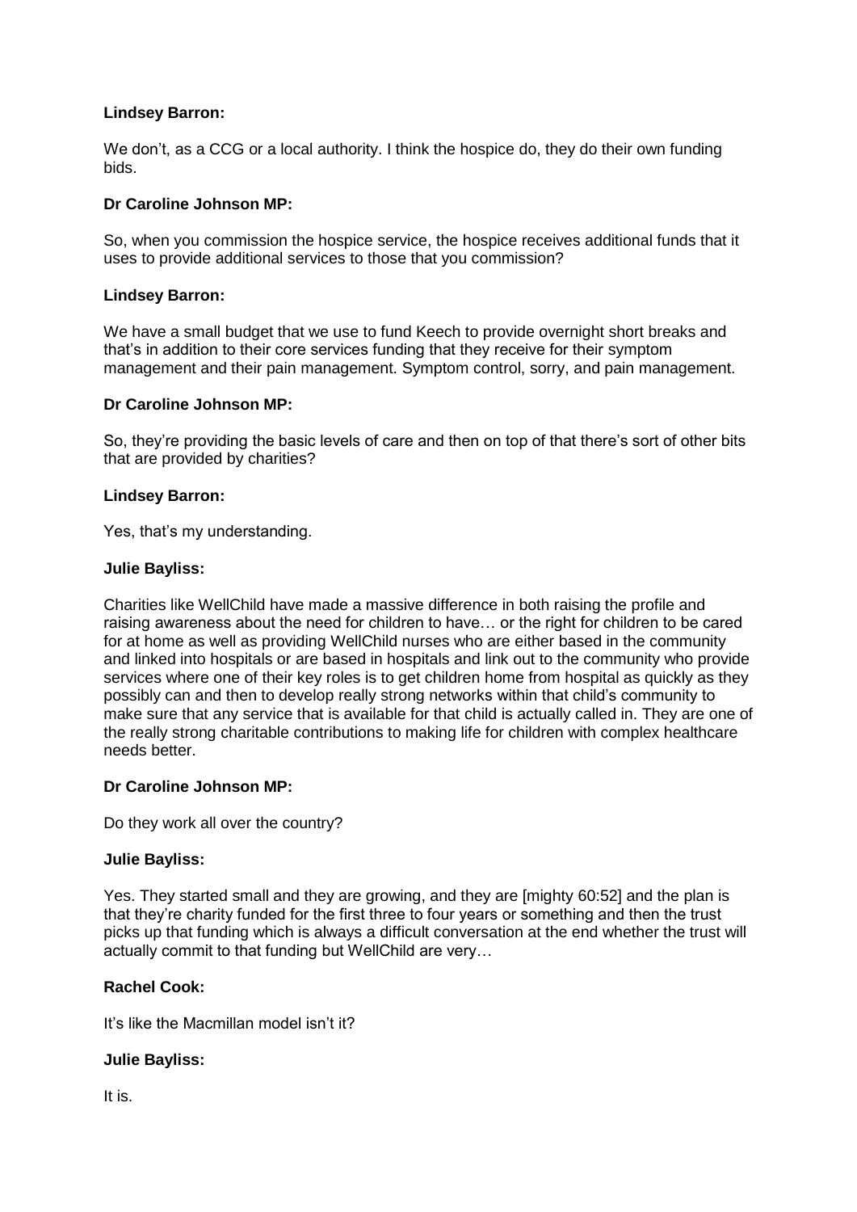**Lindsey Barron:**

We don't, as a CCG or a local authority. I think the hospice do, they do their own funding bids.

**Dr Caroline Johnson MP:**

So, when you commission the hospice service, the hospice receives additional funds that it uses to provide additional services to those that you commission?

**Lindsey Barron:**

We have a small budget that we use to fund Keech to provide overnight short breaks and that's in addition to their core services funding that they receive for their symptom management and their pain management. Symptom control, sorry, and pain management.

**Dr Caroline Johnson MP:**

So, they're providing the basic levels of care and then on top of that there's sort of other bits that are provided by charities?

**Lindsey Barron:**

Yes, that's my understanding.

**Julie Bayliss:**

Charities like WellChild have made a massive difference in both raising the profile and raising awareness about the need for children to have… or the right for children to be cared for at home as well as providing WellChild nurses who are either based in the community and linked into hospitals or are based in hospitals and link out to the community who provide services where one of their key roles is to get children home from hospital as quickly as they possibly can and then to develop really strong networks within that child's community to make sure that any service that is available for that child is actually called in. They are one of the really strong charitable contributions to making life for children with complex healthcare needs better.

**Dr Caroline Johnson MP:**

Do they work all over the country?

**Julie Bayliss:**

Yes. They started small and they are growing, and they are [mighty 60:52] and the plan is that they're charity funded for the first three to four years or something and then the trust picks up that funding which is always a difficult conversation at the end whether the trust will actually commit to that funding but WellChild are very…

**Rachel Cook:**

It's like the Macmillan model isn't it?

**Julie Bayliss:**

It is.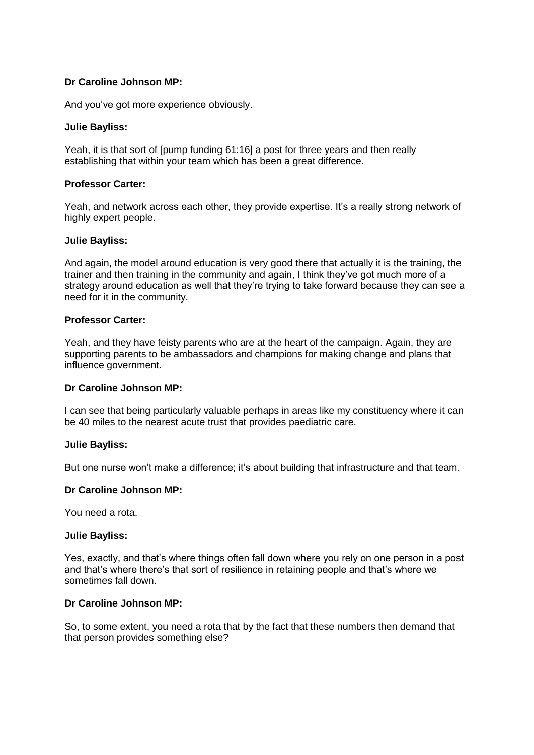**Dr Caroline Johnson MP:**

And you've got more experience obviously.

**Julie Bayliss:**

Yeah, it is that sort of [pump funding 61:16] a post for three years and then really establishing that within your team which has been a great difference.

**Professor Carter:**

Yeah, and network across each other, they provide expertise. It's a really strong network of highly expert people.

**Julie Bayliss:**

And again, the model around education is very good there that actually it is the training, the trainer and then training in the community and again, I think they've got much more of a strategy around education as well that they're trying to take forward because they can see a need for it in the community.

**Professor Carter:**

Yeah, and they have feisty parents who are at the heart of the campaign. Again, they are supporting parents to be ambassadors and champions for making change and plans that influence government.

**Dr Caroline Johnson MP:**

I can see that being particularly valuable perhaps in areas like my constituency where it can be 40 miles to the nearest acute trust that provides paediatric care.

**Julie Bayliss:**

But one nurse won't make a difference; it's about building that infrastructure and that team.

**Dr Caroline Johnson MP:**

You need a rota.

**Julie Bayliss:**

Yes, exactly, and that's where things often fall down where you rely on one person in a post and that's where there's that sort of resilience in retaining people and that's where we sometimes fall down.

**Dr Caroline Johnson MP:**

So, to some extent, you need a rota that by the fact that these numbers then demand that that person provides something else?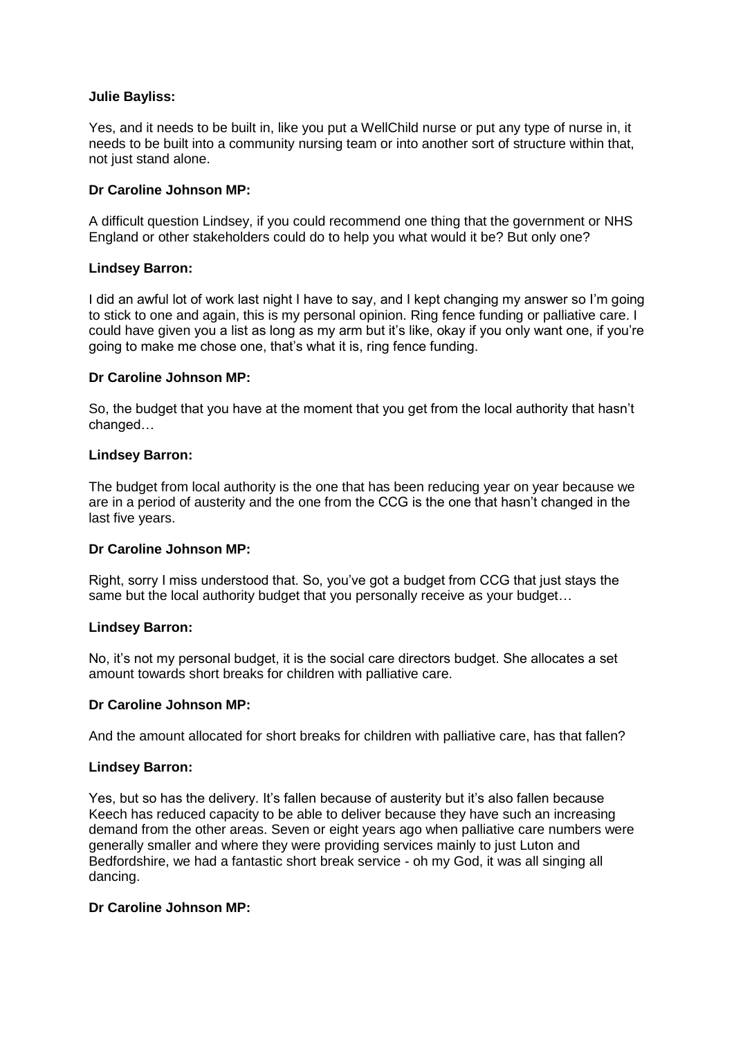**Julie Bayliss:**

Yes, and it needs to be built in, like you put a WellChild nurse or put any type of nurse in, it needs to be built into a community nursing team or into another sort of structure within that, not just stand alone.

**Dr Caroline Johnson MP:**

A difficult question Lindsey, if you could recommend one thing that the government or NHS England or other stakeholders could do to help you what would it be? But only one?

**Lindsey Barron:**

I did an awful lot of work last night I have to say, and I kept changing my answer so I'm going to stick to one and again, this is my personal opinion. Ring fence funding or palliative care. I could have given you a list as long as my arm but it's like, okay if you only want one, if you're going to make me chose one, that's what it is, ring fence funding.

**Dr Caroline Johnson MP:**

So, the budget that you have at the moment that you get from the local authority that hasn't changed…

**Lindsey Barron:**

The budget from local authority is the one that has been reducing year on year because we are in a period of austerity and the one from the CCG is the one that hasn't changed in the last five years.

**Dr Caroline Johnson MP:**

Right, sorry I miss understood that. So, you've got a budget from CCG that just stays the same but the local authority budget that you personally receive as your budget…

**Lindsey Barron:**

No, it's not my personal budget, it is the social care directors budget. She allocates a set amount towards short breaks for children with palliative care.

**Dr Caroline Johnson MP:**

And the amount allocated for short breaks for children with palliative care, has that fallen?

**Lindsey Barron:**

Yes, but so has the delivery. It's fallen because of austerity but it's also fallen because Keech has reduced capacity to be able to deliver because they have such an increasing demand from the other areas. Seven or eight years ago when palliative care numbers were generally smaller and where they were providing services mainly to just Luton and Bedfordshire, we had a fantastic short break service - oh my God, it was all singing all dancing.

**Dr Caroline Johnson MP:**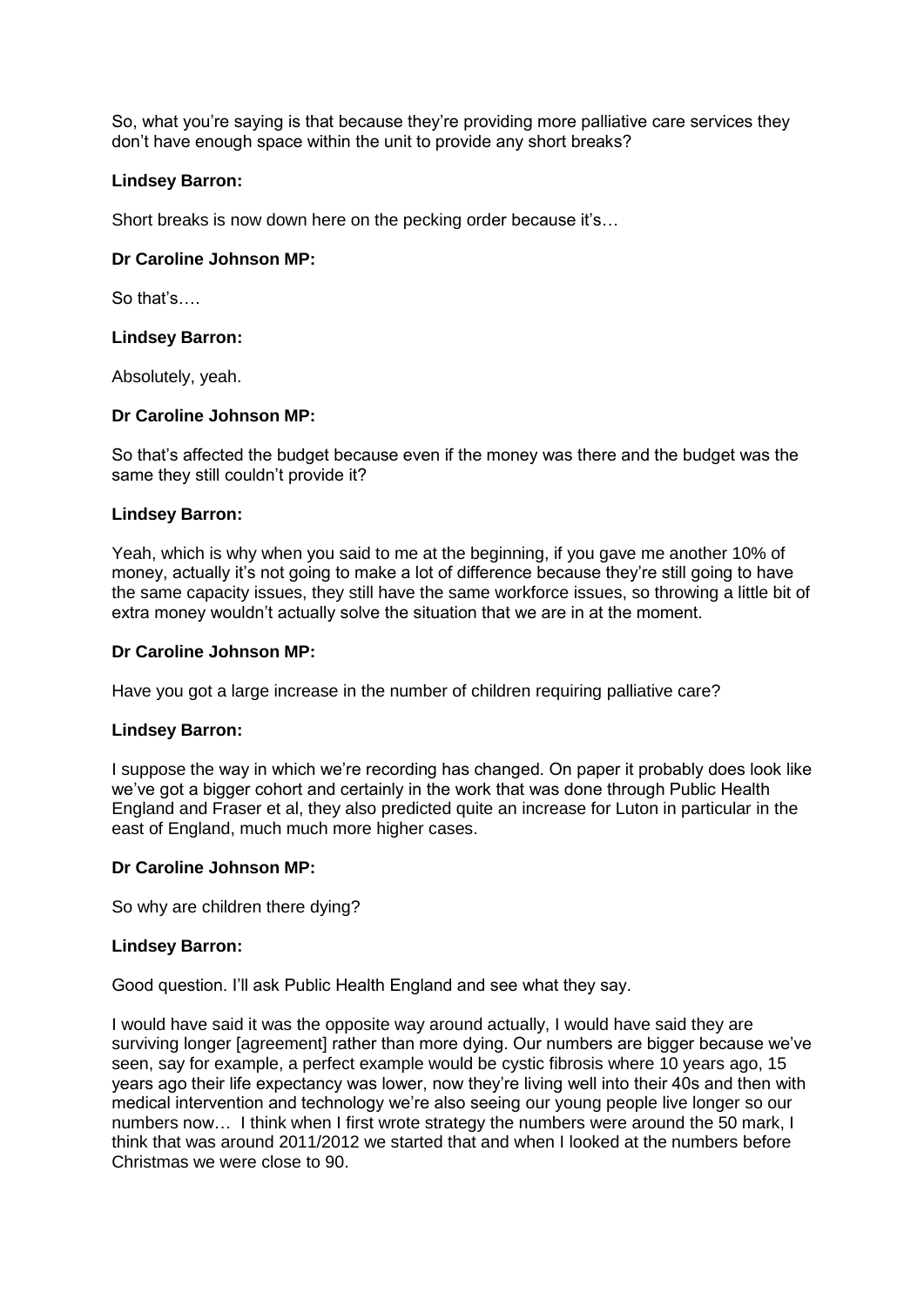So, what you're saying is that because they're providing more palliative care services they don't have enough space within the unit to provide any short breaks?

**Lindsey Barron:**

Short breaks is now down here on the pecking order because it's…

**Dr Caroline Johnson MP:**

So that's….

**Lindsey Barron:**

Absolutely, yeah.

**Dr Caroline Johnson MP:**

So that's affected the budget because even if the money was there and the budget was the same they still couldn't provide it?

**Lindsey Barron:**

Yeah, which is why when you said to me at the beginning, if you gave me another 10% of money, actually it's not going to make a lot of difference because they're still going to have the same capacity issues, they still have the same workforce issues, so throwing a little bit of extra money wouldn't actually solve the situation that we are in at the moment.

**Dr Caroline Johnson MP:**

Have you got a large increase in the number of children requiring palliative care?

**Lindsey Barron:**

I suppose the way in which we're recording has changed. On paper it probably does look like we've got a bigger cohort and certainly in the work that was done through Public Health England and Fraser et al, they also predicted quite an increase for Luton in particular in the east of England, much much more higher cases.

**Dr Caroline Johnson MP:**

So why are children there dying?

**Lindsey Barron:**

Good question. I'll ask Public Health England and see what they say.

I would have said it was the opposite way around actually, I would have said they are surviving longer [agreement] rather than more dying. Our numbers are bigger because we've seen, say for example, a perfect example would be cystic fibrosis where 10 years ago, 15 years ago their life expectancy was lower, now they're living well into their 40s and then with medical intervention and technology we're also seeing our young people live longer so our numbers now… I think when I first wrote strategy the numbers were around the 50 mark, I think that was around 2011/2012 we started that and when I looked at the numbers before Christmas we were close to 90.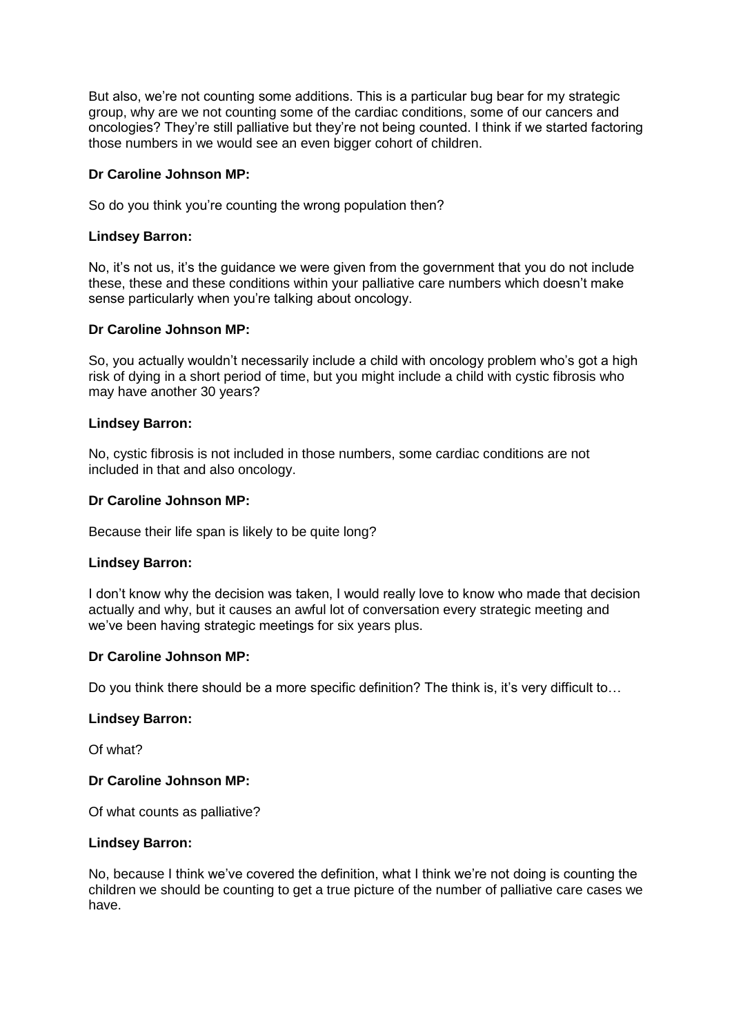But also, we're not counting some additions. This is a particular bug bear for my strategic group, why are we not counting some of the cardiac conditions, some of our cancers and oncologies? They're still palliative but they're not being counted. I think if we started factoring those numbers in we would see an even bigger cohort of children.

**Dr Caroline Johnson MP:**

So do you think you're counting the wrong population then?

**Lindsey Barron:**

No, it's not us, it's the guidance we were given from the government that you do not include these, these and these conditions within your palliative care numbers which doesn't make sense particularly when you're talking about oncology.

**Dr Caroline Johnson MP:**

So, you actually wouldn't necessarily include a child with oncology problem who's got a high risk of dying in a short period of time, but you might include a child with cystic fibrosis who may have another 30 years?

**Lindsey Barron:**

No, cystic fibrosis is not included in those numbers, some cardiac conditions are not included in that and also oncology.

**Dr Caroline Johnson MP:**

Because their life span is likely to be quite long?

**Lindsey Barron:**

I don't know why the decision was taken, I would really love to know who made that decision actually and why, but it causes an awful lot of conversation every strategic meeting and we've been having strategic meetings for six years plus.

**Dr Caroline Johnson MP:**

Do you think there should be a more specific definition? The think is, it's very difficult to…

**Lindsey Barron:**

Of what?

**Dr Caroline Johnson MP:**

Of what counts as palliative?

**Lindsey Barron:**

No, because I think we've covered the definition, what I think we're not doing is counting the children we should be counting to get a true picture of the number of palliative care cases we have.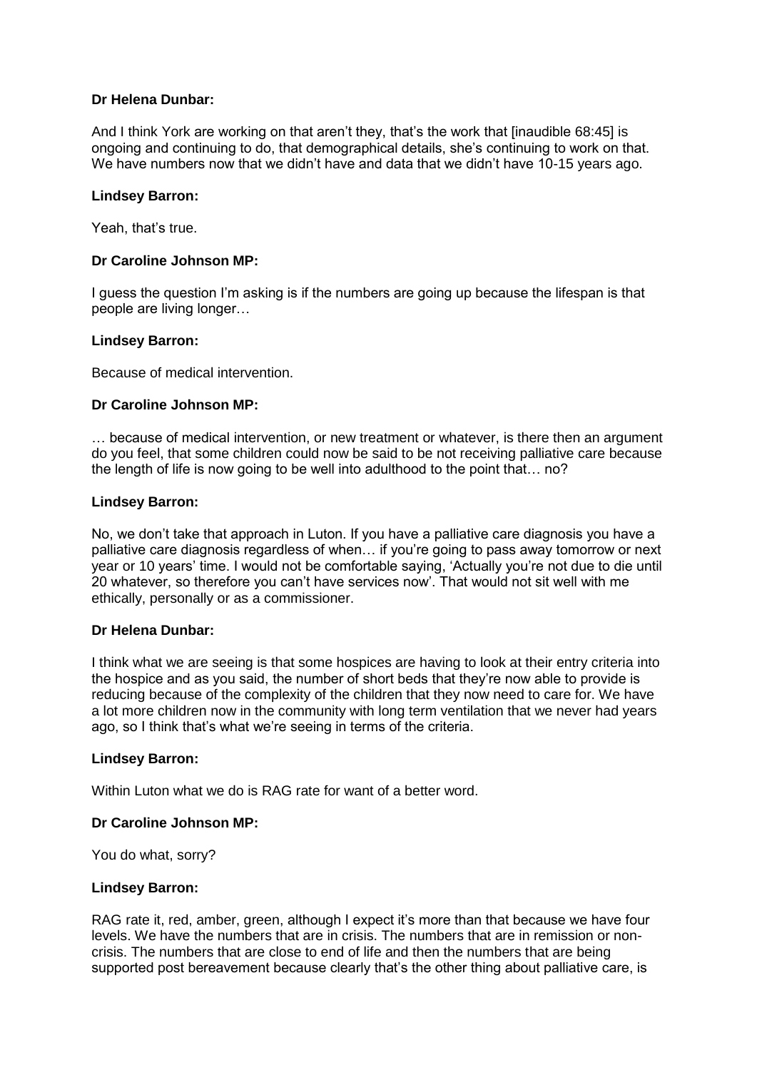**Dr Helena Dunbar:**

And I think York are working on that aren't they, that's the work that [inaudible 68:45] is ongoing and continuing to do, that demographical details, she's continuing to work on that. We have numbers now that we didn't have and data that we didn't have 10-15 years ago.

**Lindsey Barron:**

Yeah, that's true.

**Dr Caroline Johnson MP:**

I guess the question I'm asking is if the numbers are going up because the lifespan is that people are living longer…

**Lindsey Barron:**

Because of medical intervention.

**Dr Caroline Johnson MP:**

… because of medical intervention, or new treatment or whatever, is there then an argument do you feel, that some children could now be said to be not receiving palliative care because the length of life is now going to be well into adulthood to the point that… no?

**Lindsey Barron:**

No, we don't take that approach in Luton. If you have a palliative care diagnosis you have a palliative care diagnosis regardless of when… if you're going to pass away tomorrow or next year or 10 years' time. I would not be comfortable saying, 'Actually you're not due to die until 20 whatever, so therefore you can't have services now'. That would not sit well with me ethically, personally or as a commissioner.

**Dr Helena Dunbar:**

I think what we are seeing is that some hospices are having to look at their entry criteria into the hospice and as you said, the number of short beds that they're now able to provide is reducing because of the complexity of the children that they now need to care for. We have a lot more children now in the community with long term ventilation that we never had years ago, so I think that's what we're seeing in terms of the criteria.

**Lindsey Barron:**

Within Luton what we do is RAG rate for want of a better word.

**Dr Caroline Johnson MP:**

You do what, sorry?

**Lindsey Barron:**

RAG rate it, red, amber, green, although I expect it's more than that because we have four levels. We have the numbers that are in crisis. The numbers that are in remission or non-crisis. The numbers that are close to end of life and then the numbers that are being supported post bereavement because clearly that's the other thing about palliative care, is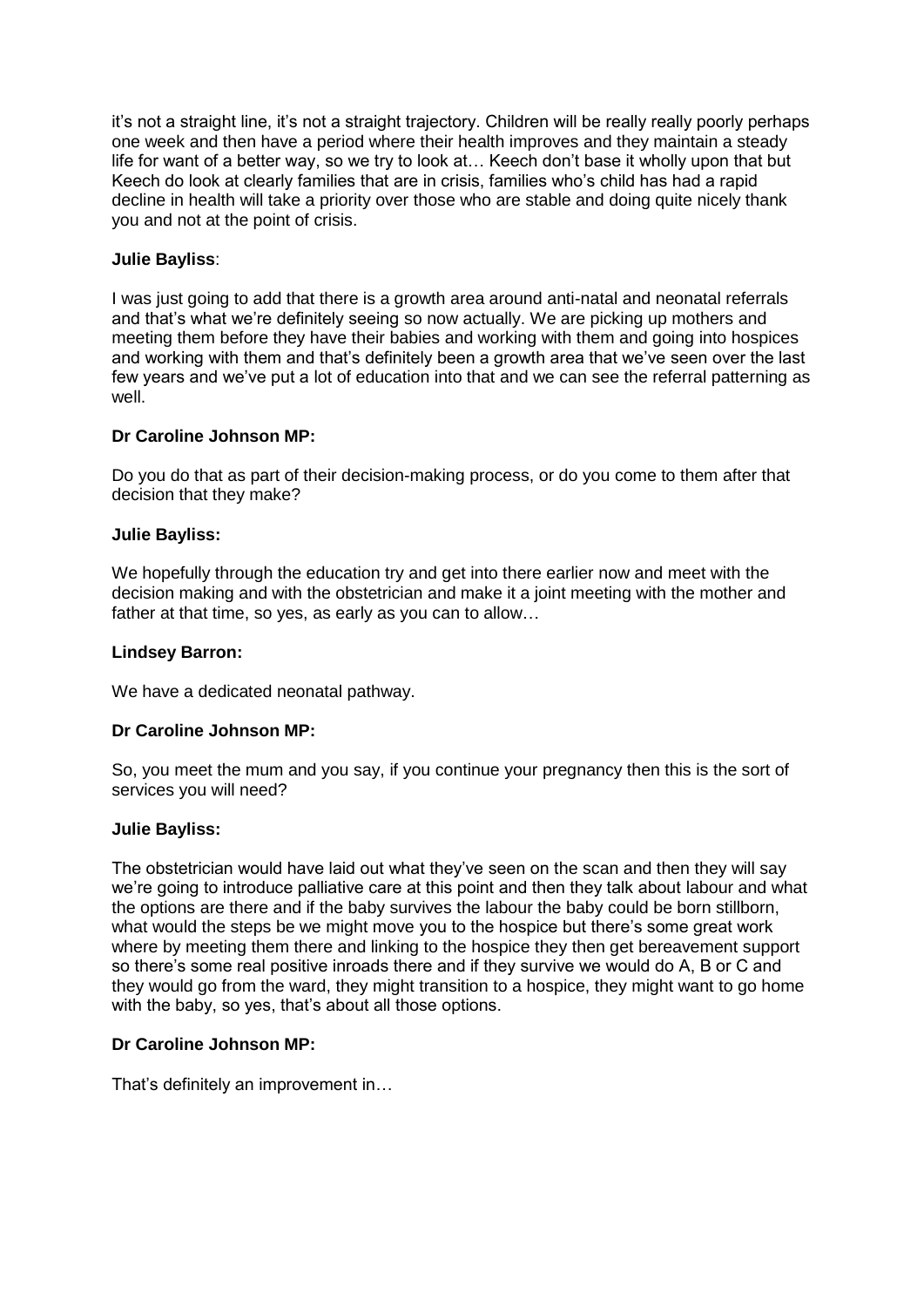it's not a straight line, it's not a straight trajectory. Children will be really really poorly perhaps one week and then have a period where their health improves and they maintain a steady life for want of a better way, so we try to look at… Keech don't base it wholly upon that but Keech do look at clearly families that are in crisis, families who's child has had a rapid decline in health will take a priority over those who are stable and doing quite nicely thank you and not at the point of crisis.

**Julie Bayliss**:

I was just going to add that there is a growth area around anti-natal and neonatal referrals and that's what we're definitely seeing so now actually. We are picking up mothers and meeting them before they have their babies and working with them and going into hospices and working with them and that's definitely been a growth area that we've seen over the last few years and we've put a lot of education into that and we can see the referral patterning as well.

**Dr Caroline Johnson MP:**

Do you do that as part of their decision-making process, or do you come to them after that decision that they make?

**Julie Bayliss:**

We hopefully through the education try and get into there earlier now and meet with the decision making and with the obstetrician and make it a joint meeting with the mother and father at that time, so yes, as early as you can to allow…

**Lindsey Barron:**

We have a dedicated neonatal pathway.

**Dr Caroline Johnson MP:**

So, you meet the mum and you say, if you continue your pregnancy then this is the sort of services you will need?

**Julie Bayliss:**

The obstetrician would have laid out what they've seen on the scan and then they will say we're going to introduce palliative care at this point and then they talk about labour and what the options are there and if the baby survives the labour the baby could be born stillborn, what would the steps be we might move you to the hospice but there's some great work where by meeting them there and linking to the hospice they then get bereavement support so there's some real positive inroads there and if they survive we would do A, B or C and they would go from the ward, they might transition to a hospice, they might want to go home with the baby, so yes, that's about all those options.

**Dr Caroline Johnson MP:**

That's definitely an improvement in…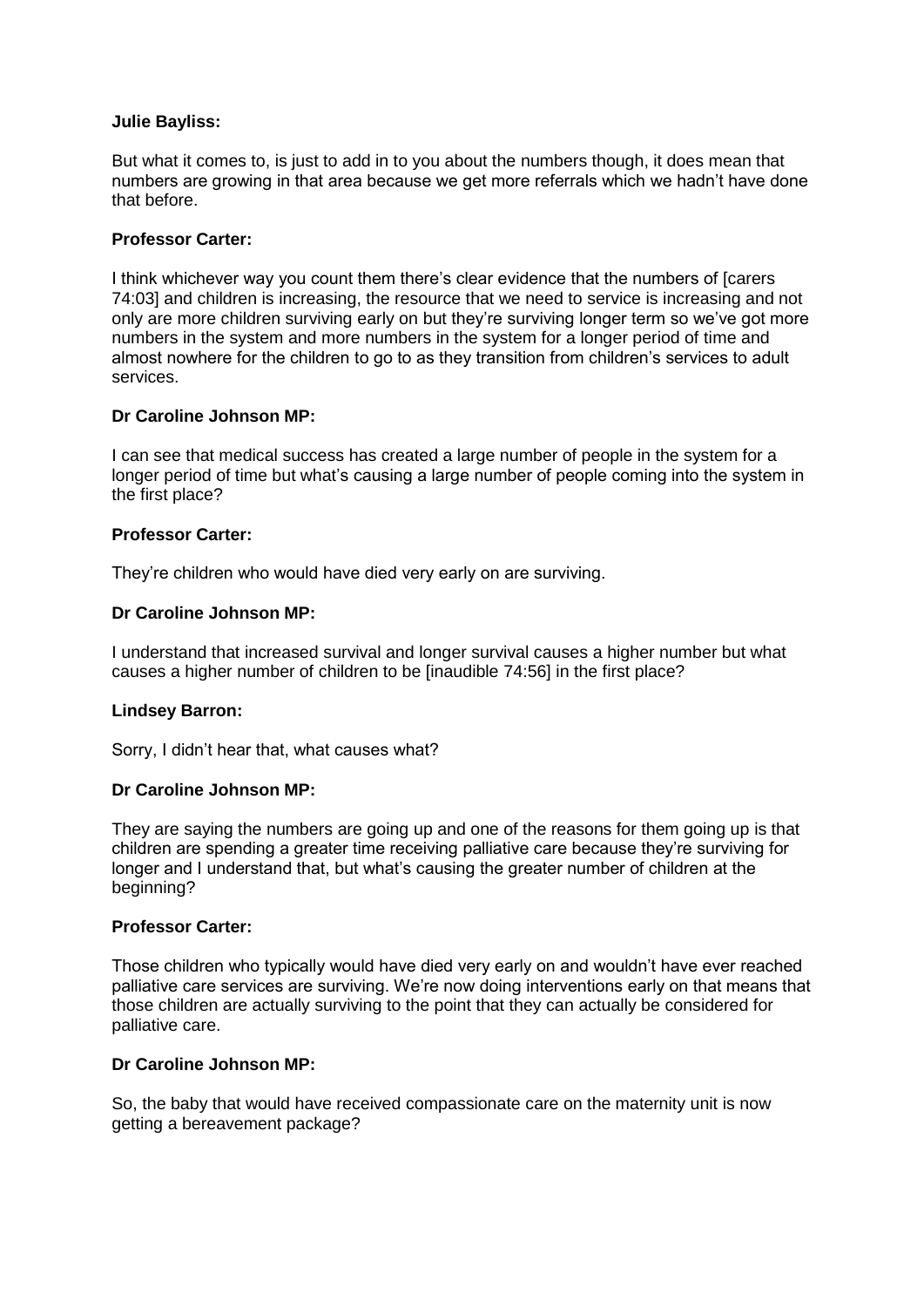**Julie Bayliss:**

But what it comes to, is just to add in to you about the numbers though, it does mean that numbers are growing in that area because we get more referrals which we hadn't have done that before.

**Professor Carter:**

I think whichever way you count them there's clear evidence that the numbers of [carers 74:03] and children is increasing, the resource that we need to service is increasing and not only are more children surviving early on but they're surviving longer term so we've got more numbers in the system and more numbers in the system for a longer period of time and almost nowhere for the children to go to as they transition from children's services to adult services.

**Dr Caroline Johnson MP:**

I can see that medical success has created a large number of people in the system for a longer period of time but what's causing a large number of people coming into the system in the first place?

**Professor Carter:**

They're children who would have died very early on are surviving.

**Dr Caroline Johnson MP:**

I understand that increased survival and longer survival causes a higher number but what causes a higher number of children to be [inaudible 74:56] in the first place?

**Lindsey Barron:**

Sorry, I didn't hear that, what causes what?

**Dr Caroline Johnson MP:**

They are saying the numbers are going up and one of the reasons for them going up is that children are spending a greater time receiving palliative care because they're surviving for longer and I understand that, but what's causing the greater number of children at the beginning?

**Professor Carter:**

Those children who typically would have died very early on and wouldn't have ever reached palliative care services are surviving. We're now doing interventions early on that means that those children are actually surviving to the point that they can actually be considered for palliative care.

**Dr Caroline Johnson MP:**

So, the baby that would have received compassionate care on the maternity unit is now getting a bereavement package?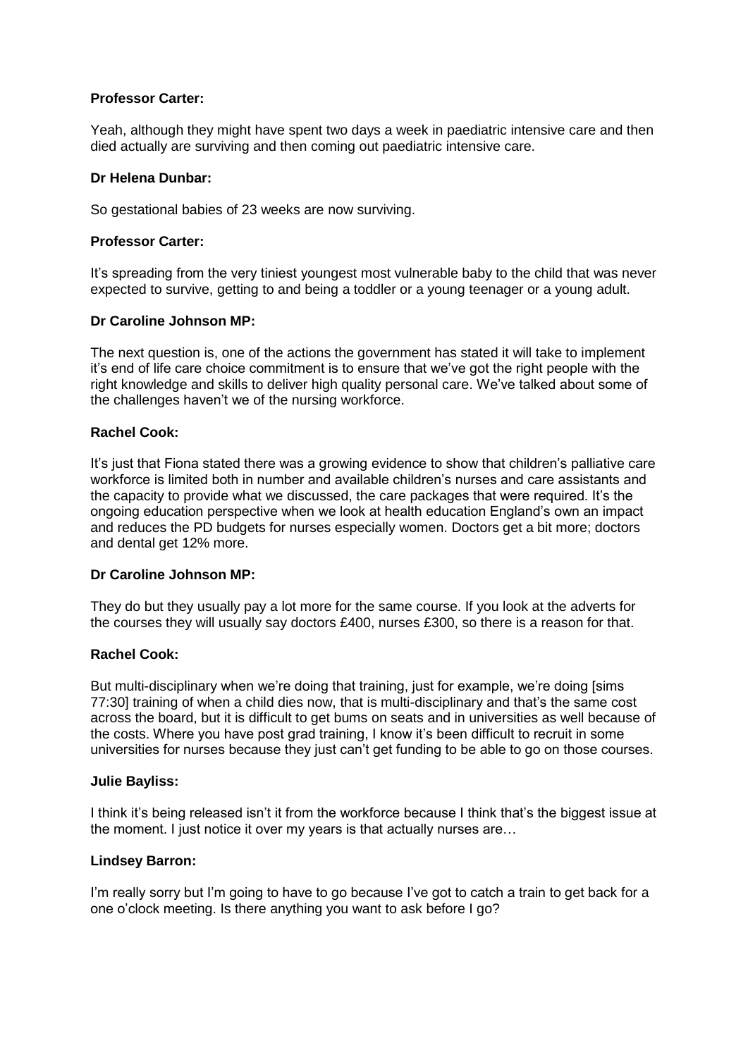**Professor Carter:**

Yeah, although they might have spent two days a week in paediatric intensive care and then died actually are surviving and then coming out paediatric intensive care.

**Dr Helena Dunbar:**

So gestational babies of 23 weeks are now surviving.

**Professor Carter:**

It's spreading from the very tiniest youngest most vulnerable baby to the child that was never expected to survive, getting to and being a toddler or a young teenager or a young adult.

**Dr Caroline Johnson MP:**

The next question is, one of the actions the government has stated it will take to implement it's end of life care choice commitment is to ensure that we've got the right people with the right knowledge and skills to deliver high quality personal care. We've talked about some of the challenges haven't we of the nursing workforce.

**Rachel Cook:**

It's just that Fiona stated there was a growing evidence to show that children's palliative care workforce is limited both in number and available children's nurses and care assistants and the capacity to provide what we discussed, the care packages that were required. It's the ongoing education perspective when we look at health education England's own an impact and reduces the PD budgets for nurses especially women. Doctors get a bit more; doctors and dental get 12% more.

**Dr Caroline Johnson MP:**

They do but they usually pay a lot more for the same course. If you look at the adverts for the courses they will usually say doctors £400, nurses £300, so there is a reason for that.

**Rachel Cook:**

But multi-disciplinary when we're doing that training, just for example, we're doing [sims 77:30] training of when a child dies now, that is multi-disciplinary and that's the same cost across the board, but it is difficult to get bums on seats and in universities as well because of the costs. Where you have post grad training, I know it's been difficult to recruit in some universities for nurses because they just can't get funding to be able to go on those courses.

**Julie Bayliss:**

I think it's being released isn't it from the workforce because I think that's the biggest issue at the moment. I just notice it over my years is that actually nurses are…

**Lindsey Barron:**

I'm really sorry but I'm going to have to go because I've got to catch a train to get back for a one o'clock meeting. Is there anything you want to ask before I go?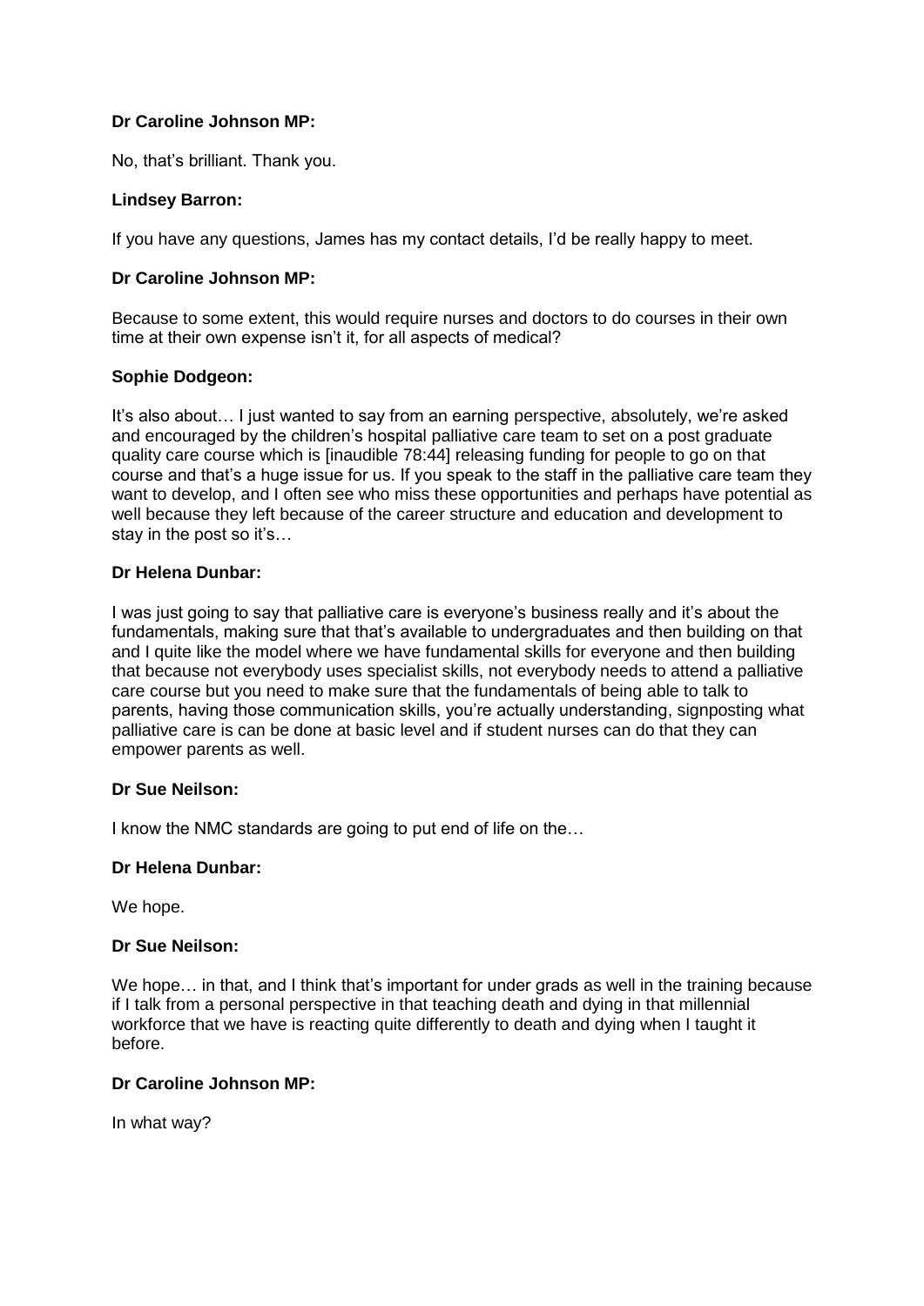**Dr Caroline Johnson MP:**

No, that's brilliant. Thank you.

**Lindsey Barron:**

If you have any questions, James has my contact details, I'd be really happy to meet.

**Dr Caroline Johnson MP:**

Because to some extent, this would require nurses and doctors to do courses in their own time at their own expense isn't it, for all aspects of medical?

**Sophie Dodgeon:**

It's also about… I just wanted to say from an earning perspective, absolutely, we're asked and encouraged by the children's hospital palliative care team to set on a post graduate quality care course which is [inaudible 78:44] releasing funding for people to go on that course and that's a huge issue for us. If you speak to the staff in the palliative care team they want to develop, and I often see who miss these opportunities and perhaps have potential as well because they left because of the career structure and education and development to stay in the post so it's…

**Dr Helena Dunbar:**

I was just going to say that palliative care is everyone's business really and it's about the fundamentals, making sure that that's available to undergraduates and then building on that and I quite like the model where we have fundamental skills for everyone and then building that because not everybody uses specialist skills, not everybody needs to attend a palliative care course but you need to make sure that the fundamentals of being able to talk to parents, having those communication skills, you're actually understanding, signposting what palliative care is can be done at basic level and if student nurses can do that they can empower parents as well.

**Dr Sue Neilson:**

I know the NMC standards are going to put end of life on the…

**Dr Helena Dunbar:**

We hope.

**Dr Sue Neilson:**

We hope… in that, and I think that's important for under grads as well in the training because if I talk from a personal perspective in that teaching death and dying in that millennial workforce that we have is reacting quite differently to death and dying when I taught it before.

**Dr Caroline Johnson MP:**

In what way?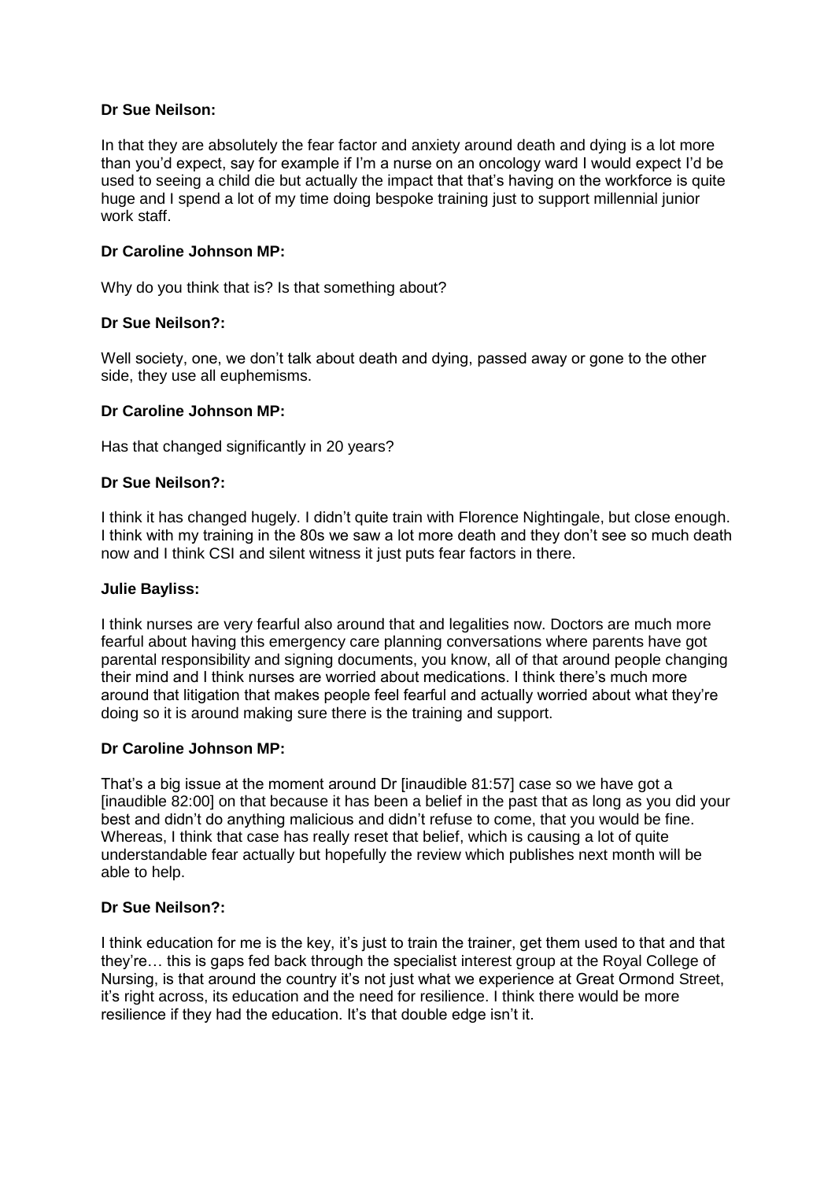**Dr Sue Neilson:**

In that they are absolutely the fear factor and anxiety around death and dying is a lot more than you'd expect, say for example if I'm a nurse on an oncology ward I would expect I'd be used to seeing a child die but actually the impact that that's having on the workforce is quite huge and I spend a lot of my time doing bespoke training just to support millennial junior work staff.

**Dr Caroline Johnson MP:**

Why do you think that is? Is that something about?

**Dr Sue Neilson?:**

Well society, one, we don't talk about death and dying, passed away or gone to the other side, they use all euphemisms.

**Dr Caroline Johnson MP:**

Has that changed significantly in 20 years?

**Dr Sue Neilson?:**

I think it has changed hugely. I didn't quite train with Florence Nightingale, but close enough. I think with my training in the 80s we saw a lot more death and they don't see so much death now and I think CSI and silent witness it just puts fear factors in there.

**Julie Bayliss:**

I think nurses are very fearful also around that and legalities now. Doctors are much more fearful about having this emergency care planning conversations where parents have got parental responsibility and signing documents, you know, all of that around people changing their mind and I think nurses are worried about medications. I think there's much more around that litigation that makes people feel fearful and actually worried about what they're doing so it is around making sure there is the training and support.

**Dr Caroline Johnson MP:**

That's a big issue at the moment around Dr [inaudible 81:57] case so we have got a [inaudible 82:00] on that because it has been a belief in the past that as long as you did your best and didn't do anything malicious and didn't refuse to come, that you would be fine. Whereas, I think that case has really reset that belief, which is causing a lot of quite understandable fear actually but hopefully the review which publishes next month will be able to help.

**Dr Sue Neilson?:**

I think education for me is the key, it's just to train the trainer, get them used to that and that they're… this is gaps fed back through the specialist interest group at the Royal College of Nursing, is that around the country it's not just what we experience at Great Ormond Street, it's right across, its education and the need for resilience. I think there would be more resilience if they had the education. It's that double edge isn't it.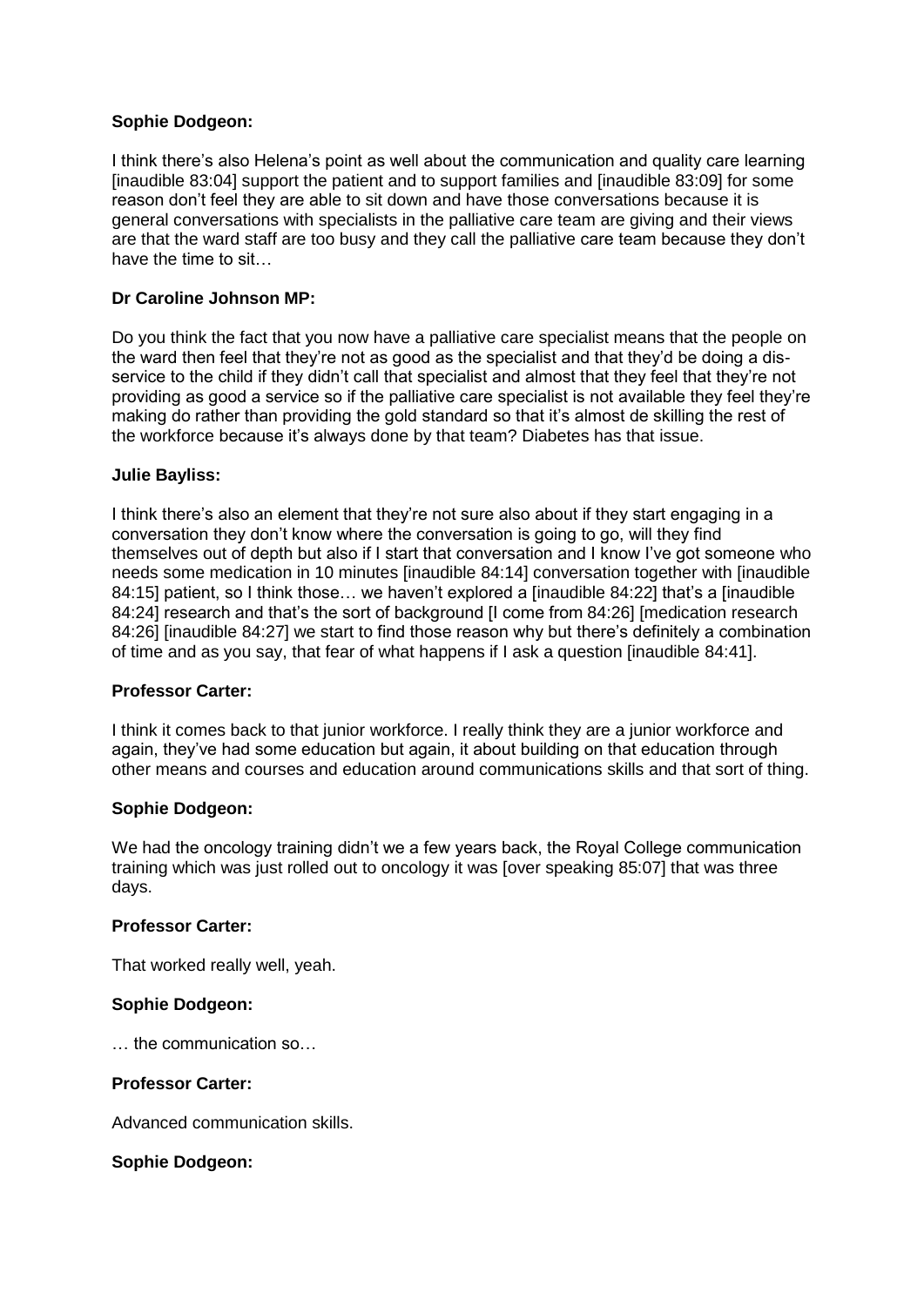**Sophie Dodgeon:**

I think there's also Helena's point as well about the communication and quality care learning [inaudible 83:04] support the patient and to support families and [inaudible 83:09] for some reason don't feel they are able to sit down and have those conversations because it is general conversations with specialists in the palliative care team are giving and their views are that the ward staff are too busy and they call the palliative care team because they don't have the time to sit…

**Dr Caroline Johnson MP:**

Do you think the fact that you now have a palliative care specialist means that the people on the ward then feel that they're not as good as the specialist and that they'd be doing a dis-service to the child if they didn't call that specialist and almost that they feel that they're not providing as good a service so if the palliative care specialist is not available they feel they're making do rather than providing the gold standard so that it's almost de skilling the rest of the workforce because it's always done by that team? Diabetes has that issue.

**Julie Bayliss:**

I think there's also an element that they're not sure also about if they start engaging in a conversation they don't know where the conversation is going to go, will they find themselves out of depth but also if I start that conversation and I know I've got someone who needs some medication in 10 minutes [inaudible 84:14] conversation together with [inaudible 84:15] patient, so I think those… we haven't explored a [inaudible 84:22] that's a [inaudible 84:24] research and that's the sort of background [I come from 84:26] [medication research 84:26] [inaudible 84:27] we start to find those reason why but there's definitely a combination of time and as you say, that fear of what happens if I ask a question [inaudible 84:41].

**Professor Carter:**

I think it comes back to that junior workforce. I really think they are a junior workforce and again, they've had some education but again, it about building on that education through other means and courses and education around communications skills and that sort of thing.

**Sophie Dodgeon:**

We had the oncology training didn't we a few years back, the Royal College communication training which was just rolled out to oncology it was [over speaking 85:07] that was three days.

**Professor Carter:**

That worked really well, yeah.

**Sophie Dodgeon:**

… the communication so…

**Professor Carter:**

Advanced communication skills.

**Sophie Dodgeon:**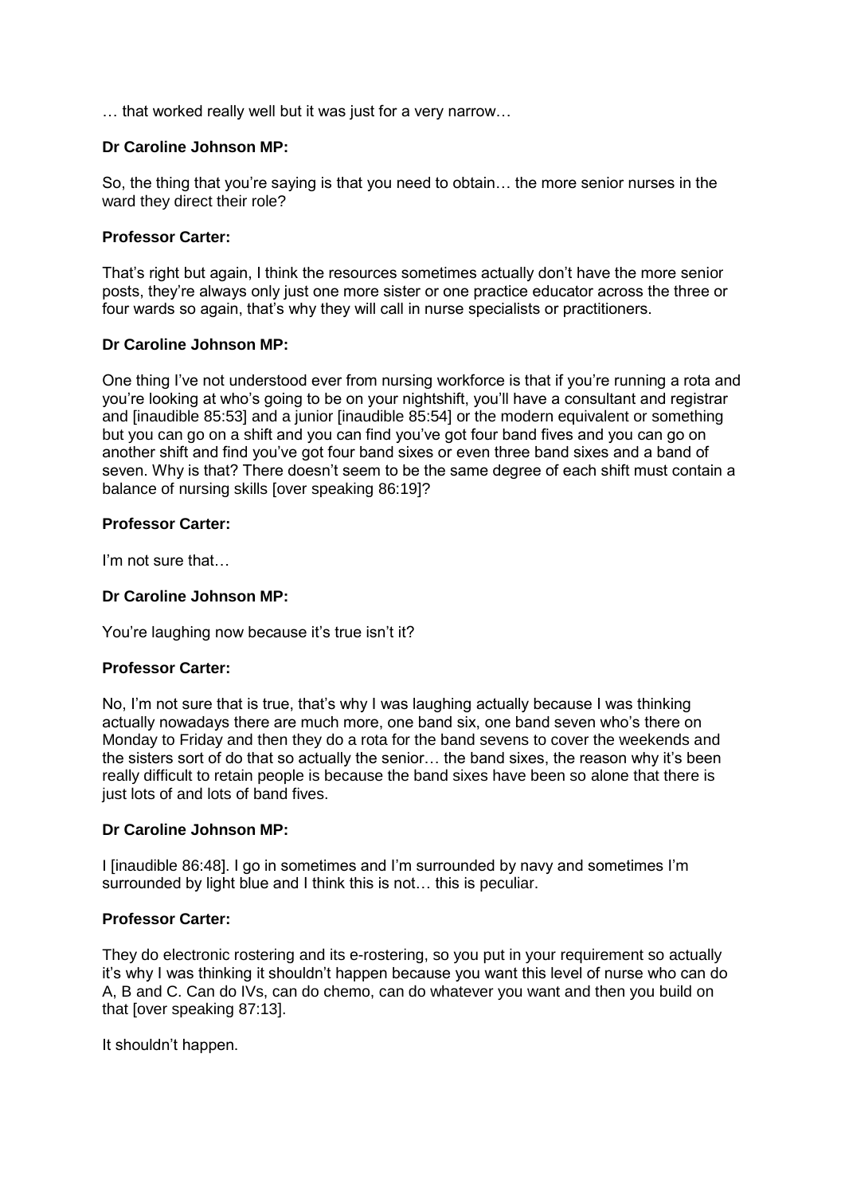… that worked really well but it was just for a very narrow…

**Dr Caroline Johnson MP:**

So, the thing that you're saying is that you need to obtain… the more senior nurses in the ward they direct their role?

**Professor Carter:**

That's right but again, I think the resources sometimes actually don't have the more senior posts, they're always only just one more sister or one practice educator across the three or four wards so again, that's why they will call in nurse specialists or practitioners.

**Dr Caroline Johnson MP:**

One thing I've not understood ever from nursing workforce is that if you're running a rota and you're looking at who's going to be on your nightshift, you'll have a consultant and registrar and [inaudible 85:53] and a junior [inaudible 85:54] or the modern equivalent or something but you can go on a shift and you can find you've got four band fives and you can go on another shift and find you've got four band sixes or even three band sixes and a band of seven. Why is that? There doesn't seem to be the same degree of each shift must contain a balance of nursing skills [over speaking 86:19]?

**Professor Carter:**

I'm not sure that…

**Dr Caroline Johnson MP:**

You're laughing now because it's true isn't it?

**Professor Carter:**

No, I'm not sure that is true, that's why I was laughing actually because I was thinking actually nowadays there are much more, one band six, one band seven who's there on Monday to Friday and then they do a rota for the band sevens to cover the weekends and the sisters sort of do that so actually the senior… the band sixes, the reason why it's been really difficult to retain people is because the band sixes have been so alone that there is just lots of and lots of band fives.

**Dr Caroline Johnson MP:**

I [inaudible 86:48]. I go in sometimes and I'm surrounded by navy and sometimes I'm surrounded by light blue and I think this is not… this is peculiar.

**Professor Carter:**

They do electronic rostering and its e-rostering, so you put in your requirement so actually it's why I was thinking it shouldn't happen because you want this level of nurse who can do A, B and C. Can do IVs, can do chemo, can do whatever you want and then you build on that [over speaking 87:13].

It shouldn't happen.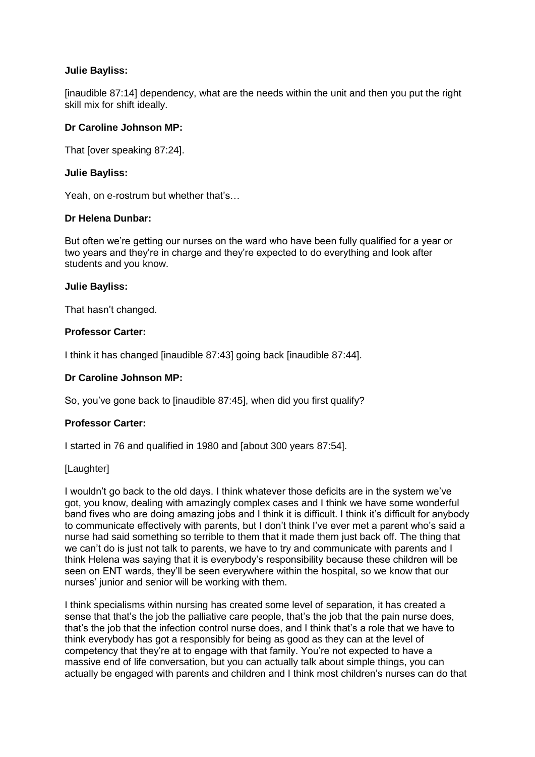**Julie Bayliss:**

[inaudible 87:14] dependency, what are the needs within the unit and then you put the right skill mix for shift ideally.

**Dr Caroline Johnson MP:**

That [over speaking 87:24].

**Julie Bayliss:**

Yeah, on e-rostrum but whether that's…

**Dr Helena Dunbar:**

But often we're getting our nurses on the ward who have been fully qualified for a year or two years and they're in charge and they're expected to do everything and look after students and you know.

**Julie Bayliss:**

That hasn't changed.

**Professor Carter:**

I think it has changed [inaudible 87:43] going back [inaudible 87:44].

**Dr Caroline Johnson MP:**

So, you've gone back to [inaudible 87:45], when did you first qualify?

**Professor Carter:**

I started in 76 and qualified in 1980 and [about 300 years 87:54].

[Laughter]

I wouldn't go back to the old days. I think whatever those deficits are in the system we've got, you know, dealing with amazingly complex cases and I think we have some wonderful band fives who are doing amazing jobs and I think it is difficult. I think it's difficult for anybody to communicate effectively with parents, but I don't think I've ever met a parent who's said a nurse had said something so terrible to them that it made them just back off. The thing that we can't do is just not talk to parents, we have to try and communicate with parents and I think Helena was saying that it is everybody's responsibility because these children will be seen on ENT wards, they'll be seen everywhere within the hospital, so we know that our nurses' junior and senior will be working with them.

I think specialisms within nursing has created some level of separation, it has created a sense that that's the job the palliative care people, that's the job that the pain nurse does, that's the job that the infection control nurse does, and I think that's a role that we have to think everybody has got a responsibly for being as good as they can at the level of competency that they're at to engage with that family. You're not expected to have a massive end of life conversation, but you can actually talk about simple things, you can actually be engaged with parents and children and I think most children's nurses can do that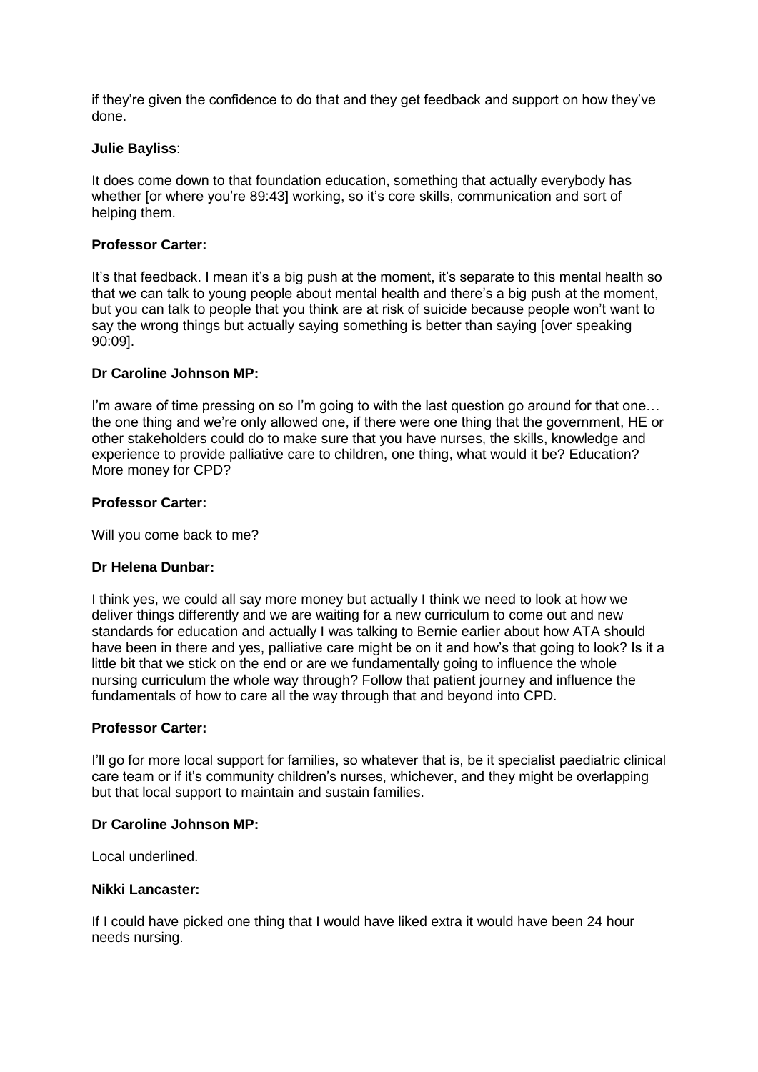if they're given the confidence to do that and they get feedback and support on how they've done.

**Julie Bayliss**:

It does come down to that foundation education, something that actually everybody has whether [or where you're 89:43] working, so it's core skills, communication and sort of helping them.

**Professor Carter:**

It's that feedback. I mean it's a big push at the moment, it's separate to this mental health so that we can talk to young people about mental health and there's a big push at the moment, but you can talk to people that you think are at risk of suicide because people won't want to say the wrong things but actually saying something is better than saying [over speaking 90:09].

**Dr Caroline Johnson MP:**

I'm aware of time pressing on so I'm going to with the last question go around for that one… the one thing and we're only allowed one, if there were one thing that the government, HE or other stakeholders could do to make sure that you have nurses, the skills, knowledge and experience to provide palliative care to children, one thing, what would it be? Education? More money for CPD?

**Professor Carter:**

Will you come back to me?

**Dr Helena Dunbar:**

I think yes, we could all say more money but actually I think we need to look at how we deliver things differently and we are waiting for a new curriculum to come out and new standards for education and actually I was talking to Bernie earlier about how ATA should have been in there and yes, palliative care might be on it and how's that going to look? Is it a little bit that we stick on the end or are we fundamentally going to influence the whole nursing curriculum the whole way through? Follow that patient journey and influence the fundamentals of how to care all the way through that and beyond into CPD.

**Professor Carter:**

I'll go for more local support for families, so whatever that is, be it specialist paediatric clinical care team or if it's community children's nurses, whichever, and they might be overlapping but that local support to maintain and sustain families.

**Dr Caroline Johnson MP:**

Local underlined.

**Nikki Lancaster:**

If I could have picked one thing that I would have liked extra it would have been 24 hour needs nursing.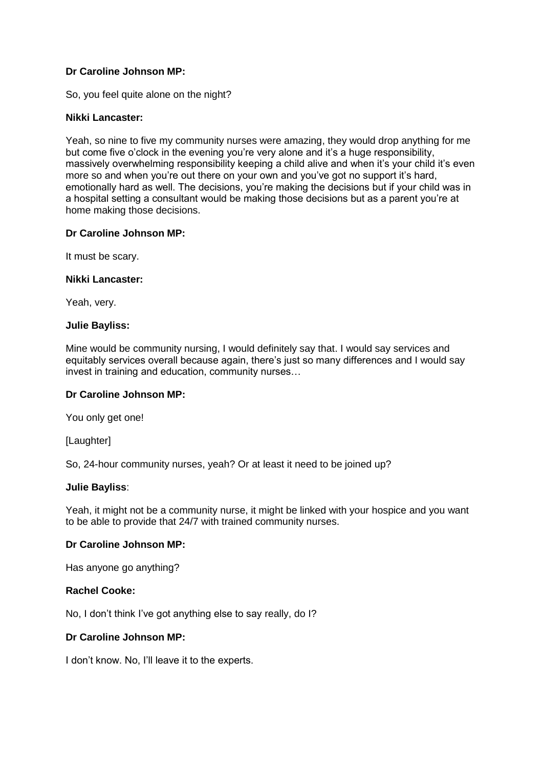**Dr Caroline Johnson MP:**

So, you feel quite alone on the night?

**Nikki Lancaster:**

Yeah, so nine to five my community nurses were amazing, they would drop anything for me but come five o'clock in the evening you're very alone and it's a huge responsibility, massively overwhelming responsibility keeping a child alive and when it's your child it's even more so and when you're out there on your own and you've got no support it's hard, emotionally hard as well. The decisions, you're making the decisions but if your child was in a hospital setting a consultant would be making those decisions but as a parent you're at home making those decisions.

**Dr Caroline Johnson MP:**

It must be scary.

**Nikki Lancaster:**

Yeah, very.

**Julie Bayliss:**

Mine would be community nursing, I would definitely say that. I would say services and equitably services overall because again, there's just so many differences and I would say invest in training and education, community nurses…

**Dr Caroline Johnson MP:**

You only get one!

[Laughter]

So, 24-hour community nurses, yeah? Or at least it need to be joined up?

**Julie Bayliss**:

Yeah, it might not be a community nurse, it might be linked with your hospice and you want to be able to provide that 24/7 with trained community nurses.

**Dr Caroline Johnson MP:**

Has anyone go anything?

**Rachel Cooke:**

No, I don't think I've got anything else to say really, do I?

**Dr Caroline Johnson MP:**

I don't know. No, I'll leave it to the experts.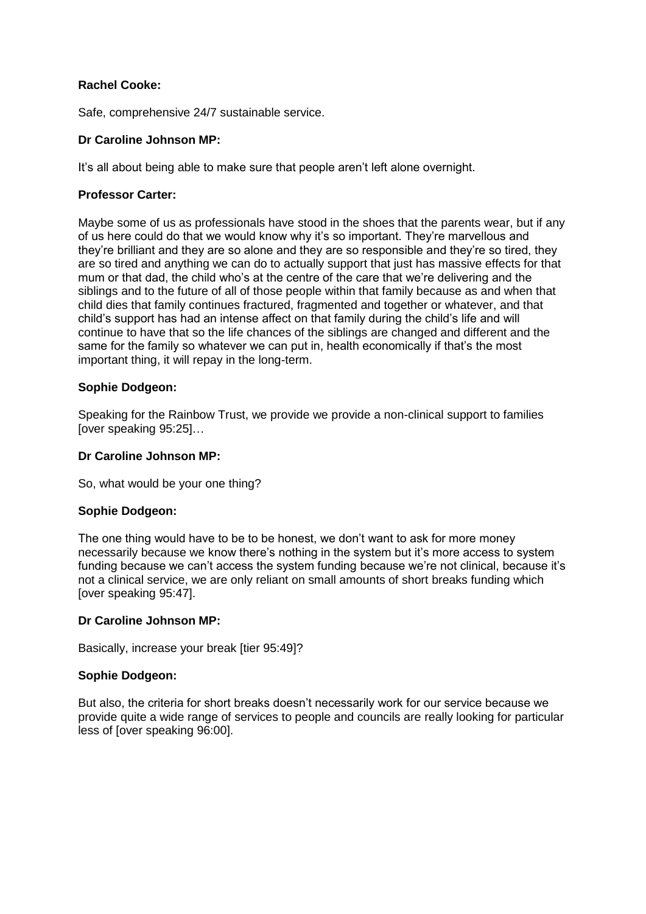**Rachel Cooke:**

Safe, comprehensive 24/7 sustainable service.

**Dr Caroline Johnson MP:**

It's all about being able to make sure that people aren't left alone overnight.

**Professor Carter:**

Maybe some of us as professionals have stood in the shoes that the parents wear, but if any of us here could do that we would know why it's so important. They're marvellous and they're brilliant and they are so alone and they are so responsible and they're so tired, they are so tired and anything we can do to actually support that just has massive effects for that mum or that dad, the child who's at the centre of the care that we're delivering and the siblings and to the future of all of those people within that family because as and when that child dies that family continues fractured, fragmented and together or whatever, and that child's support has had an intense affect on that family during the child's life and will continue to have that so the life chances of the siblings are changed and different and the same for the family so whatever we can put in, health economically if that's the most important thing, it will repay in the long-term.

**Sophie Dodgeon:**

Speaking for the Rainbow Trust, we provide we provide a non-clinical support to families [over speaking 95:25]…

**Dr Caroline Johnson MP:**

So, what would be your one thing?

**Sophie Dodgeon:**

The one thing would have to be to be honest, we don't want to ask for more money necessarily because we know there's nothing in the system but it's more access to system funding because we can't access the system funding because we're not clinical, because it's not a clinical service, we are only reliant on small amounts of short breaks funding which [over speaking 95:47].

**Dr Caroline Johnson MP:**

Basically, increase your break [tier 95:49]?

**Sophie Dodgeon:**

But also, the criteria for short breaks doesn't necessarily work for our service because we provide quite a wide range of services to people and councils are really looking for particular less of [over speaking 96:00].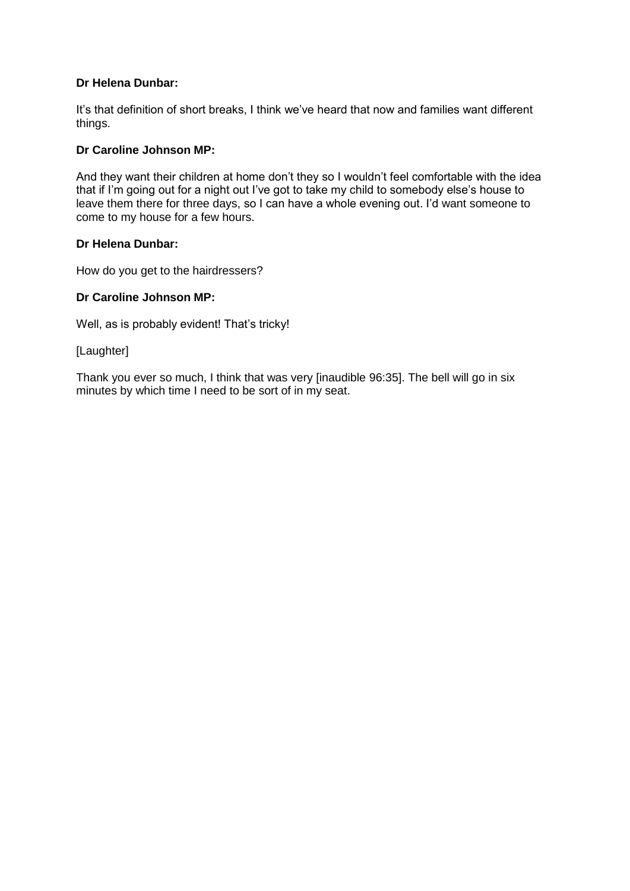**Dr Helena Dunbar:**

It's that definition of short breaks, I think we've heard that now and families want different things.

**Dr Caroline Johnson MP:**

And they want their children at home don't they so I wouldn't feel comfortable with the idea that if I'm going out for a night out I've got to take my child to somebody else's house to leave them there for three days, so I can have a whole evening out. I'd want someone to come to my house for a few hours.

**Dr Helena Dunbar:**

How do you get to the hairdressers?

**Dr Caroline Johnson MP:**

Well, as is probably evident! That's tricky!

[Laughter]

Thank you ever so much, I think that was very [inaudible 96:35]. The bell will go in six minutes by which time I need to be sort of in my seat.